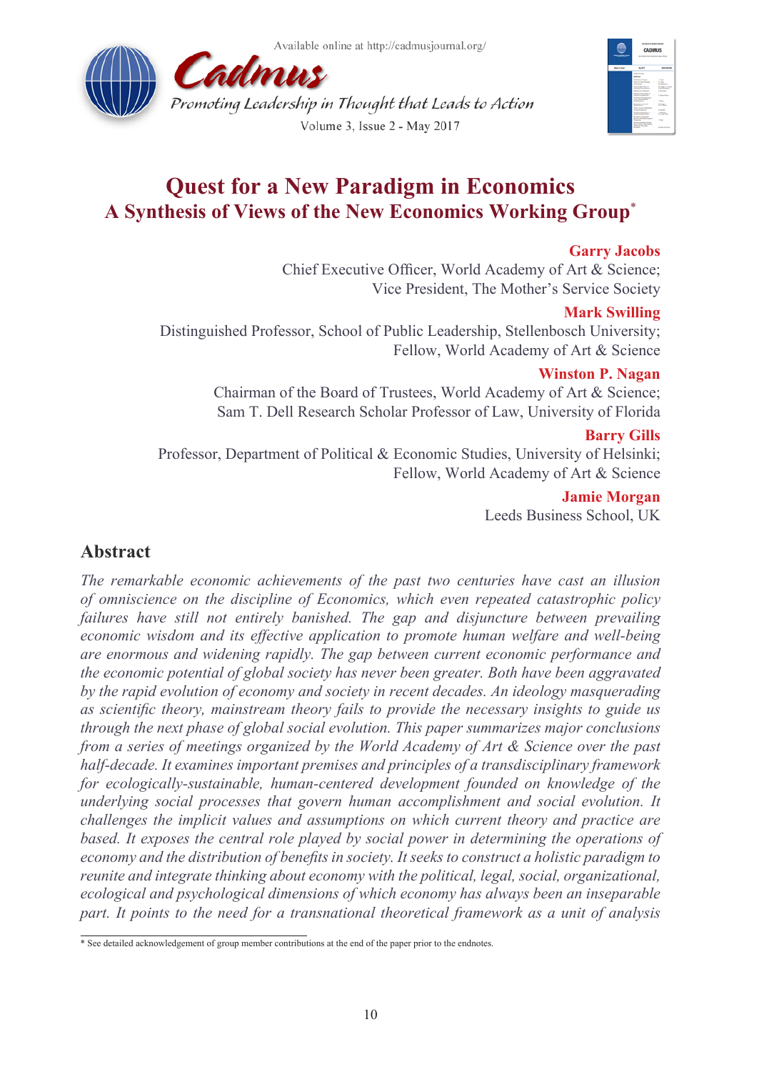# Quest for a New Paradigm in Economics

## A Synthesis of Views of the New Economics Working Group*

**Garry Jacobs**
Chief Executive Officer, World Academy of Art & Science;
Vice President, The Mother's Service Society

**Mark Swilling**
Distinguished Professor, School of Public Leadership, Stellenbosch University;
Fellow, World Academy of Art & Science

**Winston P. Nagan**
Chairman of the Board of Trustees, World Academy of Art & Science;
Sam T. Dell Research Scholar Professor of Law, University of Florida

**Barry Gills**
Professor, Department of Political & Economic Studies, University of Helsinki;
Fellow, World Academy of Art & Science

**Jamie Morgan**
Leeds Business School, UK

## Abstract

*The remarkable economic achievements of the past two centuries have cast an illusion of omniscience on the discipline of Economics, which even repeated catastrophic policy failures have still not entirely banished. The gap and disjuncture between prevailing economic wisdom and its effective application to promote human welfare and well-being are enormous and widening rapidly. The gap between current economic performance and the economic potential of global society has never been greater. Both have been aggravated by the rapid evolution of economy and society in recent decades. An ideology masquerading as scientific theory, mainstream theory fails to provide the necessary insights to guide us through the next phase of global social evolution. This paper summarizes major conclusions from a series of meetings organized by the World Academy of Art & Science over the past half-decade. It examines important premises and principles of a transdisciplinary framework for ecologically-sustainable, human-centered development founded on knowledge of the underlying social processes that govern human accomplishment and social evolution. It challenges the implicit values and assumptions on which current theory and practice are based. It exposes the central role played by social power in determining the operations of economy and the distribution of benefits in society. It seeks to construct a holistic paradigm to reunite and integrate thinking about economy with the political, legal, social, organizational, ecological and psychological dimensions of which economy has always been an inseparable part. It points to the need for a transnational theoretical framework as a unit of analysis*

---

\* See detailed acknowledgement of group member contributions at the end of the paper prior to the endnotes.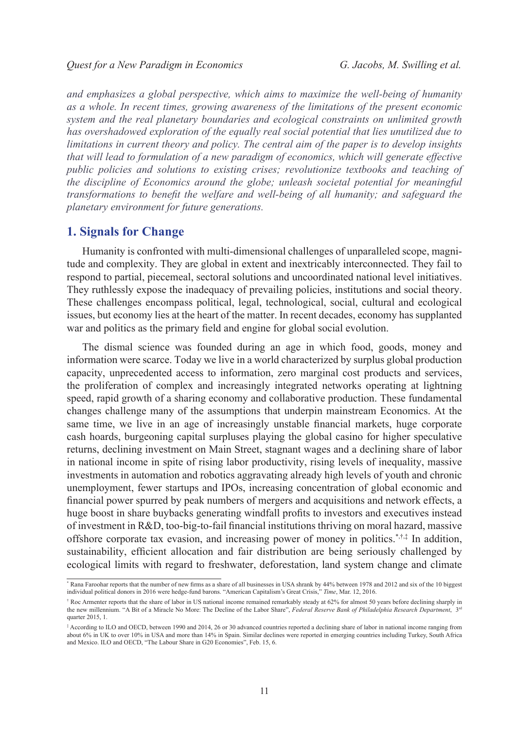*and emphasizes a global perspective, which aims to maximize the well-being of humanity as a whole. In recent times, growing awareness of the limitations of the present economic system and the real planetary boundaries and ecological constraints on unlimited growth has overshadowed exploration of the equally real social potential that lies unutilized due to limitations in current theory and policy. The central aim of the paper is to develop insights that will lead to formulation of a new paradigm of economics, which will generate effective public policies and solutions to existing crises; revolutionize textbooks and teaching of the discipline of Economics around the globe; unleash societal potential for meaningful transformations to benefit the welfare and well-being of all humanity; and safeguard the planetary environment for future generations.*

## 1. Signals for Change

Humanity is confronted with multi-dimensional challenges of unparalleled scope, magnitude and complexity. They are global in extent and inextricably interconnected. They fail to respond to partial, piecemeal, sectoral solutions and uncoordinated national level initiatives. They ruthlessly expose the inadequacy of prevailing policies, institutions and social theory. These challenges encompass political, legal, technological, social, cultural and ecological issues, but economy lies at the heart of the matter. In recent decades, economy has supplanted war and politics as the primary field and engine for global social evolution.

The dismal science was founded during an age in which food, goods, money and information were scarce. Today we live in a world characterized by surplus global production capacity, unprecedented access to information, zero marginal cost products and services, the proliferation of complex and increasingly integrated networks operating at lightning speed, rapid growth of a sharing economy and collaborative production. These fundamental changes challenge many of the assumptions that underpin mainstream Economics. At the same time, we live in an age of increasingly unstable financial markets, huge corporate cash hoards, burgeoning capital surpluses playing the global casino for higher speculative returns, declining investment on Main Street, stagnant wages and a declining share of labor in national income in spite of rising labor productivity, rising levels of inequality, massive investments in automation and robotics aggravating already high levels of youth and chronic unemployment, fewer startups and IPOs, increasing concentration of global economic and financial power spurred by peak numbers of mergers and acquisitions and network effects, a huge boost in share buybacks generating windfall profits to investors and executives instead of investment in R&D, too-big-to-fail financial institutions thriving on moral hazard, massive offshore corporate tax evasion, and increasing power of money in politics.[*,†,‡] In addition, sustainability, efficient allocation and fair distribution are being seriously challenged by ecological limits with regard to freshwater, deforestation, land system change and climate

---

[*] Rana Faroohar reports that the number of new firms as a share of all businesses in USA shrank by 44% between 1978 and 2012 and six of the 10 biggest individual political donors in 2016 were hedge-fund barons. "American Capitalism's Great Crisis," *Time*, Mar. 12, 2016.

[†] Roc Armenter reports that the share of labor in US national income remained remarkably steady at 62% for almost 50 years before declining sharply in the new millennium. "A Bit of a Miracle No More: The Decline of the Labor Share", *Federal Reserve Bank of Philadelphia Research Department*, 3rd quarter 2015, 1.

[‡] According to ILO and OECD, between 1990 and 2014, 26 or 30 advanced countries reported a declining share of labor in national income ranging from about 6% in UK to over 10% in USA and more than 14% in Spain. Similar declines were reported in emerging countries including Turkey, South Africa and Mexico. ILO and OECD, "The Labour Share in G20 Economies", Feb. 15, 6.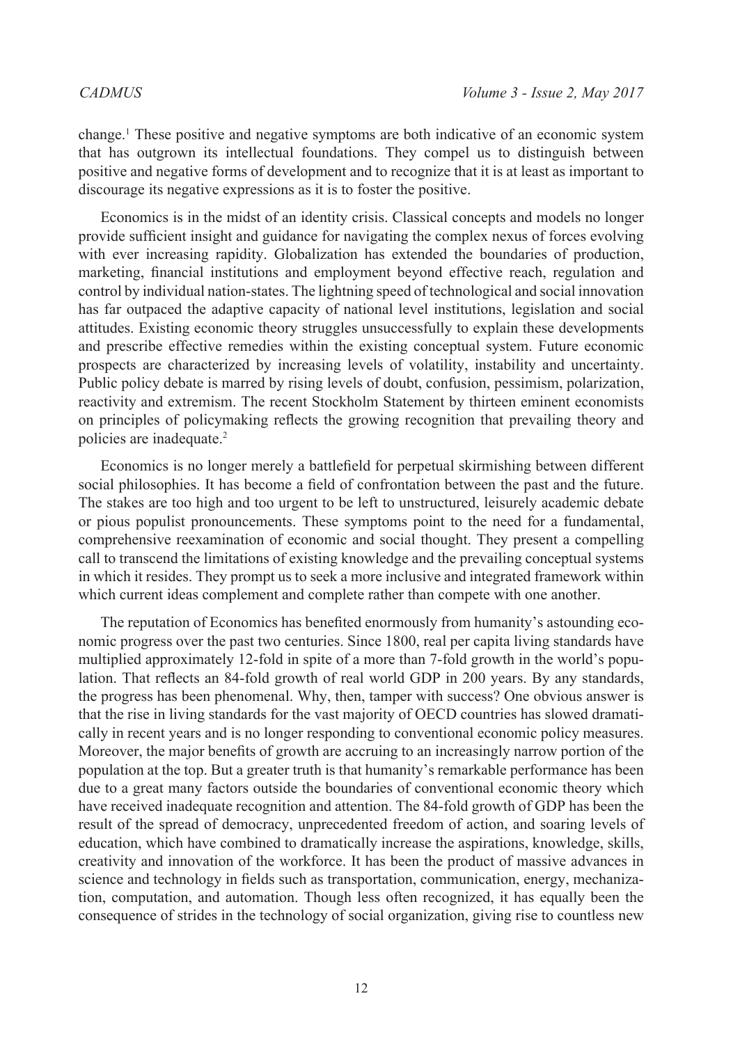change.[1] These positive and negative symptoms are both indicative of an economic system that has outgrown its intellectual foundations. They compel us to distinguish between positive and negative forms of development and to recognize that it is at least as important to discourage its negative expressions as it is to foster the positive.

Economics is in the midst of an identity crisis. Classical concepts and models no longer provide sufficient insight and guidance for navigating the complex nexus of forces evolving with ever increasing rapidity. Globalization has extended the boundaries of production, marketing, financial institutions and employment beyond effective reach, regulation and control by individual nation-states. The lightning speed of technological and social innovation has far outpaced the adaptive capacity of national level institutions, legislation and social attitudes. Existing economic theory struggles unsuccessfully to explain these developments and prescribe effective remedies within the existing conceptual system. Future economic prospects are characterized by increasing levels of volatility, instability and uncertainty. Public policy debate is marred by rising levels of doubt, confusion, pessimism, polarization, reactivity and extremism. The recent Stockholm Statement by thirteen eminent economists on principles of policymaking reflects the growing recognition that prevailing theory and policies are inadequate.[2]

Economics is no longer merely a battlefield for perpetual skirmishing between different social philosophies. It has become a field of confrontation between the past and the future. The stakes are too high and too urgent to be left to unstructured, leisurely academic debate or pious populist pronouncements. These symptoms point to the need for a fundamental, comprehensive reexamination of economic and social thought. They present a compelling call to transcend the limitations of existing knowledge and the prevailing conceptual systems in which it resides. They prompt us to seek a more inclusive and integrated framework within which current ideas complement and complete rather than compete with one another.

The reputation of Economics has benefited enormously from humanity's astounding economic progress over the past two centuries. Since 1800, real per capita living standards have multiplied approximately 12-fold in spite of a more than 7-fold growth in the world's population. That reflects an 84-fold growth of real world GDP in 200 years. By any standards, the progress has been phenomenal. Why, then, tamper with success? One obvious answer is that the rise in living standards for the vast majority of OECD countries has slowed dramatically in recent years and is no longer responding to conventional economic policy measures. Moreover, the major benefits of growth are accruing to an increasingly narrow portion of the population at the top. But a greater truth is that humanity's remarkable performance has been due to a great many factors outside the boundaries of conventional economic theory which have received inadequate recognition and attention. The 84-fold growth of GDP has been the result of the spread of democracy, unprecedented freedom of action, and soaring levels of education, which have combined to dramatically increase the aspirations, knowledge, skills, creativity and innovation of the workforce. It has been the product of massive advances in science and technology in fields such as transportation, communication, energy, mechanization, computation, and automation. Though less often recognized, it has equally been the consequence of strides in the technology of social organization, giving rise to countless new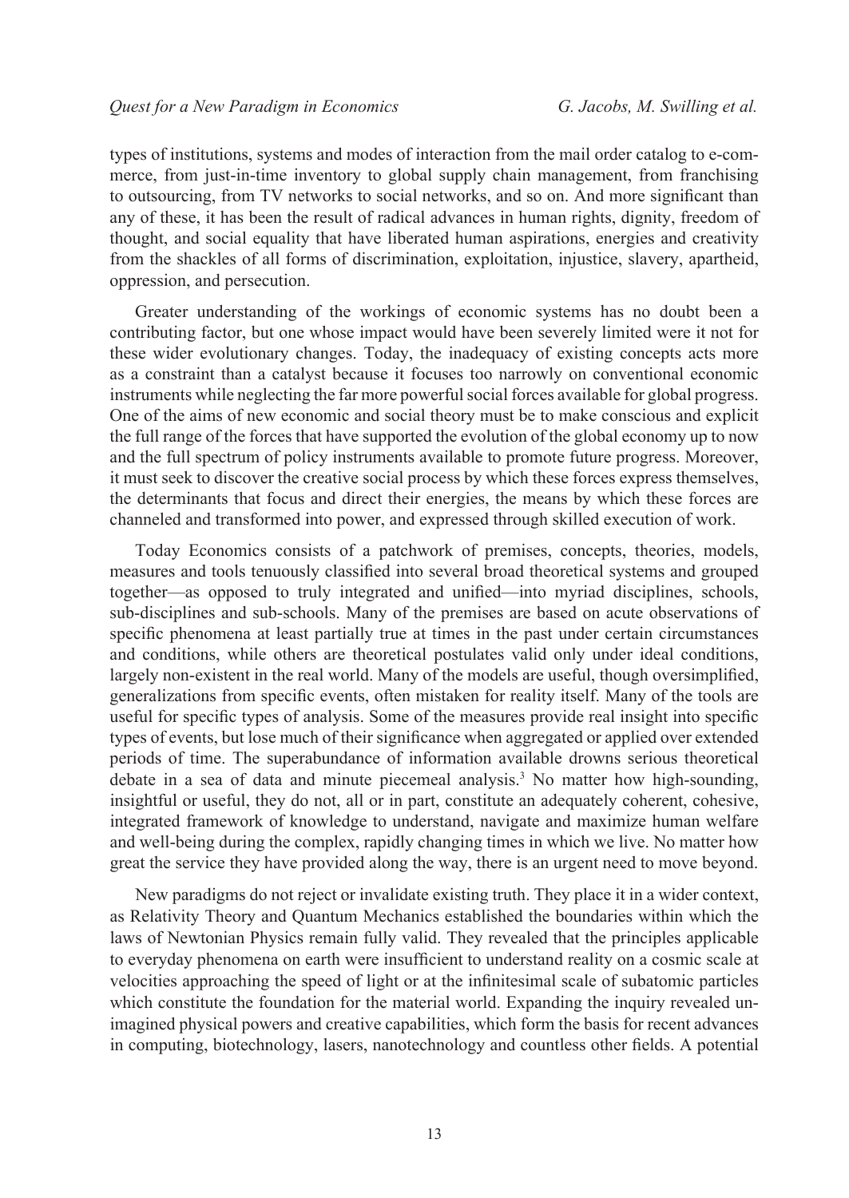types of institutions, systems and modes of interaction from the mail order catalog to e-commerce, from just-in-time inventory to global supply chain management, from franchising to outsourcing, from TV networks to social networks, and so on. And more significant than any of these, it has been the result of radical advances in human rights, dignity, freedom of thought, and social equality that have liberated human aspirations, energies and creativity from the shackles of all forms of discrimination, exploitation, injustice, slavery, apartheid, oppression, and persecution.

Greater understanding of the workings of economic systems has no doubt been a contributing factor, but one whose impact would have been severely limited were it not for these wider evolutionary changes. Today, the inadequacy of existing concepts acts more as a constraint than a catalyst because it focuses too narrowly on conventional economic instruments while neglecting the far more powerful social forces available for global progress. One of the aims of new economic and social theory must be to make conscious and explicit the full range of the forces that have supported the evolution of the global economy up to now and the full spectrum of policy instruments available to promote future progress. Moreover, it must seek to discover the creative social process by which these forces express themselves, the determinants that focus and direct their energies, the means by which these forces are channeled and transformed into power, and expressed through skilled execution of work.

Today Economics consists of a patchwork of premises, concepts, theories, models, measures and tools tenuously classified into several broad theoretical systems and grouped together—as opposed to truly integrated and unified—into myriad disciplines, schools, sub-disciplines and sub-schools. Many of the premises are based on acute observations of specific phenomena at least partially true at times in the past under certain circumstances and conditions, while others are theoretical postulates valid only under ideal conditions, largely non-existent in the real world. Many of the models are useful, though oversimplified, generalizations from specific events, often mistaken for reality itself. Many of the tools are useful for specific types of analysis. Some of the measures provide real insight into specific types of events, but lose much of their significance when aggregated or applied over extended periods of time. The superabundance of information available drowns serious theoretical debate in a sea of data and minute piecemeal analysis.[3] No matter how high-sounding, insightful or useful, they do not, all or in part, constitute an adequately coherent, cohesive, integrated framework of knowledge to understand, navigate and maximize human welfare and well-being during the complex, rapidly changing times in which we live. No matter how great the service they have provided along the way, there is an urgent need to move beyond.

New paradigms do not reject or invalidate existing truth. They place it in a wider context, as Relativity Theory and Quantum Mechanics established the boundaries within which the laws of Newtonian Physics remain fully valid. They revealed that the principles applicable to everyday phenomena on earth were insufficient to understand reality on a cosmic scale at velocities approaching the speed of light or at the infinitesimal scale of subatomic particles which constitute the foundation for the material world. Expanding the inquiry revealed unimagined physical powers and creative capabilities, which form the basis for recent advances in computing, biotechnology, lasers, nanotechnology and countless other fields. A potential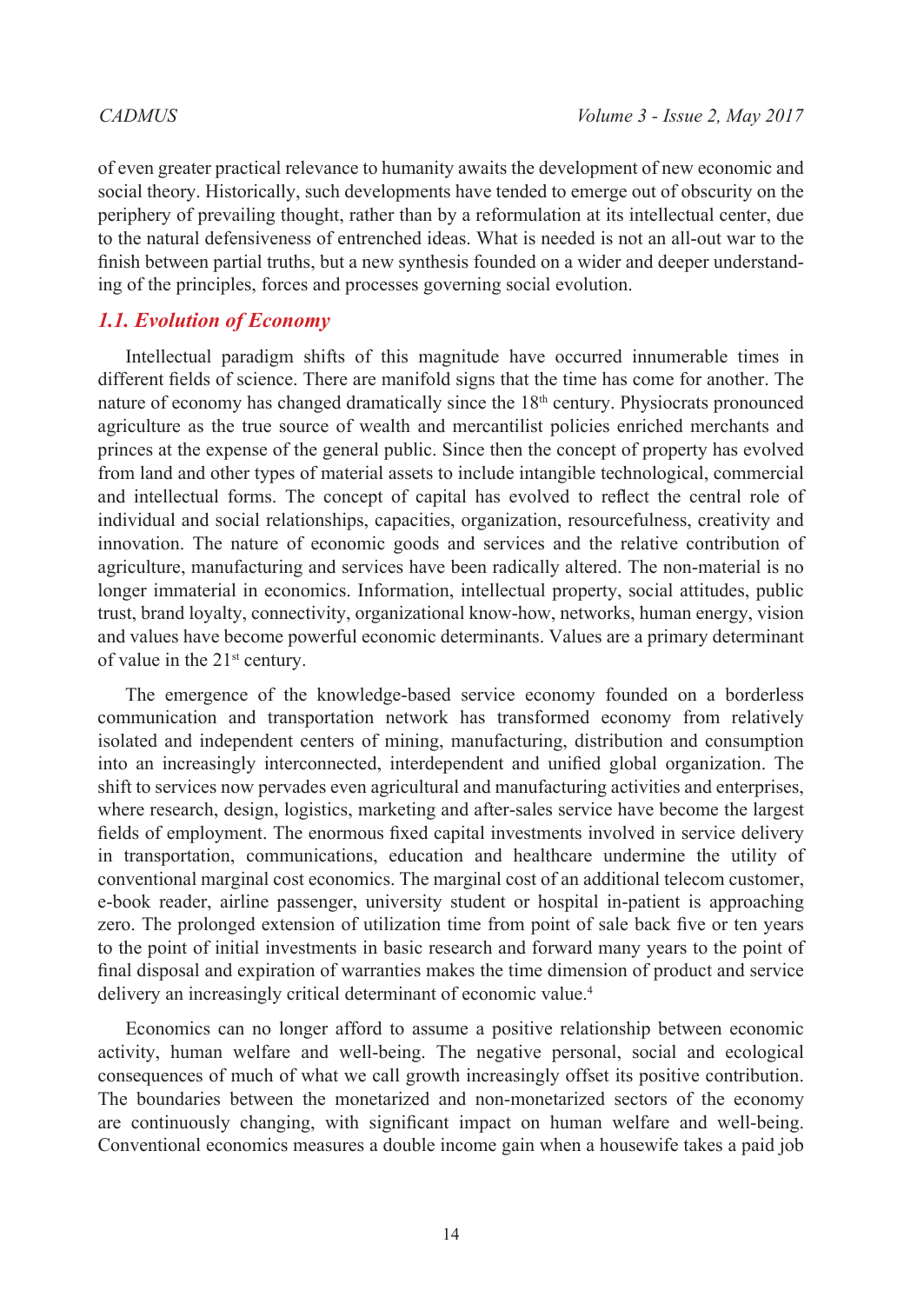of even greater practical relevance to humanity awaits the development of new economic and social theory. Historically, such developments have tended to emerge out of obscurity on the periphery of prevailing thought, rather than by a reformulation at its intellectual center, due to the natural defensiveness of entrenched ideas. What is needed is not an all-out war to the finish between partial truths, but a new synthesis founded on a wider and deeper understanding of the principles, forces and processes governing social evolution.

### *1.1. Evolution of Economy*

Intellectual paradigm shifts of this magnitude have occurred innumerable times in different fields of science. There are manifold signs that the time has come for another. The nature of economy has changed dramatically since the 18th century. Physiocrats pronounced agriculture as the true source of wealth and mercantilist policies enriched merchants and princes at the expense of the general public. Since then the concept of property has evolved from land and other types of material assets to include intangible technological, commercial and intellectual forms. The concept of capital has evolved to reflect the central role of individual and social relationships, capacities, organization, resourcefulness, creativity and innovation. The nature of economic goods and services and the relative contribution of agriculture, manufacturing and services have been radically altered. The non-material is no longer immaterial in economics. Information, intellectual property, social attitudes, public trust, brand loyalty, connectivity, organizational know-how, networks, human energy, vision and values have become powerful economic determinants. Values are a primary determinant of value in the 21st century.

The emergence of the knowledge-based service economy founded on a borderless communication and transportation network has transformed economy from relatively isolated and independent centers of mining, manufacturing, distribution and consumption into an increasingly interconnected, interdependent and unified global organization. The shift to services now pervades even agricultural and manufacturing activities and enterprises, where research, design, logistics, marketing and after-sales service have become the largest fields of employment. The enormous fixed capital investments involved in service delivery in transportation, communications, education and healthcare undermine the utility of conventional marginal cost economics. The marginal cost of an additional telecom customer, e-book reader, airline passenger, university student or hospital in-patient is approaching zero. The prolonged extension of utilization time from point of sale back five or ten years to the point of initial investments in basic research and forward many years to the point of final disposal and expiration of warranties makes the time dimension of product and service delivery an increasingly critical determinant of economic value.[4]

Economics can no longer afford to assume a positive relationship between economic activity, human welfare and well-being. The negative personal, social and ecological consequences of much of what we call growth increasingly offset its positive contribution. The boundaries between the monetarized and non-monetarized sectors of the economy are continuously changing, with significant impact on human welfare and well-being. Conventional economics measures a double income gain when a housewife takes a paid job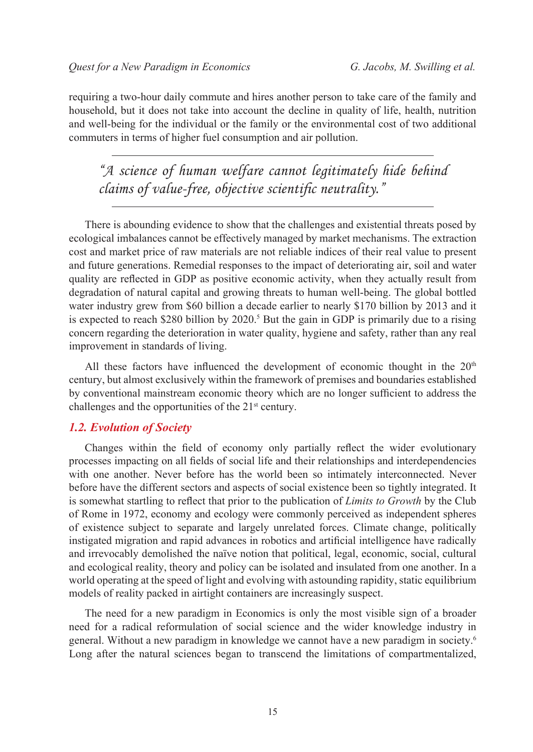requiring a two-hour daily commute and hires another person to take care of the family and household, but it does not take into account the decline in quality of life, health, nutrition and well-being for the individual or the family or the environmental cost of two additional commuters in terms of higher fuel consumption and air pollution.

> *"A science of human welfare cannot legitimately hide behind claims of value-free, objective scientific neutrality."*

There is abounding evidence to show that the challenges and existential threats posed by ecological imbalances cannot be effectively managed by market mechanisms. The extraction cost and market price of raw materials are not reliable indices of their real value to present and future generations. Remedial responses to the impact of deteriorating air, soil and water quality are reflected in GDP as positive economic activity, when they actually result from degradation of natural capital and growing threats to human well-being. The global bottled water industry grew from $60 billion a decade earlier to nearly $170 billion by 2013 and it is expected to reach $280 billion by 2020.[5] But the gain in GDP is primarily due to a rising concern regarding the deterioration in water quality, hygiene and safety, rather than any real improvement in standards of living.

All these factors have influenced the development of economic thought in the 20th century, but almost exclusively within the framework of premises and boundaries established by conventional mainstream economic theory which are no longer sufficient to address the challenges and the opportunities of the 21st century.

### *1.2. Evolution of Society*

Changes within the field of economy only partially reflect the wider evolutionary processes impacting on all fields of social life and their relationships and interdependencies with one another. Never before has the world been so intimately interconnected. Never before have the different sectors and aspects of social existence been so tightly integrated. It is somewhat startling to reflect that prior to the publication of *Limits to Growth* by the Club of Rome in 1972, economy and ecology were commonly perceived as independent spheres of existence subject to separate and largely unrelated forces. Climate change, politically instigated migration and rapid advances in robotics and artificial intelligence have radically and irrevocably demolished the naïve notion that political, legal, economic, social, cultural and ecological reality, theory and policy can be isolated and insulated from one another. In a world operating at the speed of light and evolving with astounding rapidity, static equilibrium models of reality packed in airtight containers are increasingly suspect.

The need for a new paradigm in Economics is only the most visible sign of a broader need for a radical reformulation of social science and the wider knowledge industry in general. Without a new paradigm in knowledge we cannot have a new paradigm in society.[6] Long after the natural sciences began to transcend the limitations of compartmentalized,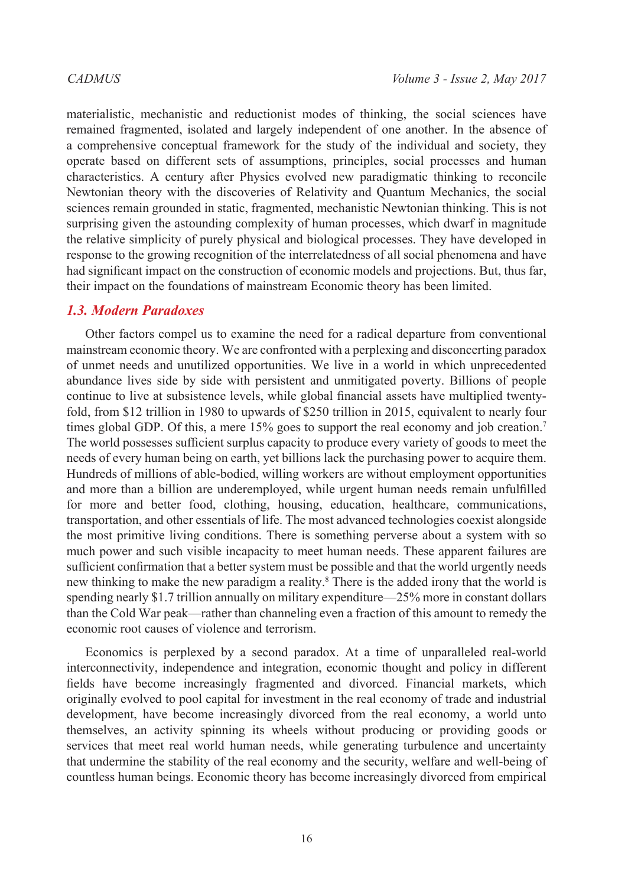materialistic, mechanistic and reductionist modes of thinking, the social sciences have remained fragmented, isolated and largely independent of one another. In the absence of a comprehensive conceptual framework for the study of the individual and society, they operate based on different sets of assumptions, principles, social processes and human characteristics. A century after Physics evolved new paradigmatic thinking to reconcile Newtonian theory with the discoveries of Relativity and Quantum Mechanics, the social sciences remain grounded in static, fragmented, mechanistic Newtonian thinking. This is not surprising given the astounding complexity of human processes, which dwarf in magnitude the relative simplicity of purely physical and biological processes. They have developed in response to the growing recognition of the interrelatedness of all social phenomena and have had significant impact on the construction of economic models and projections. But, thus far, their impact on the foundations of mainstream Economic theory has been limited.

### *1.3. Modern Paradoxes*

Other factors compel us to examine the need for a radical departure from conventional mainstream economic theory. We are confronted with a perplexing and disconcerting paradox of unmet needs and unutilized opportunities. We live in a world in which unprecedented abundance lives side by side with persistent and unmitigated poverty. Billions of people continue to live at subsistence levels, while global financial assets have multiplied twenty-fold, from \$12 trillion in 1980 to upwards of \$250 trillion in 2015, equivalent to nearly four times global GDP. Of this, a mere 15% goes to support the real economy and job creation.[7] The world possesses sufficient surplus capacity to produce every variety of goods to meet the needs of every human being on earth, yet billions lack the purchasing power to acquire them. Hundreds of millions of able-bodied, willing workers are without employment opportunities and more than a billion are underemployed, while urgent human needs remain unfulfilled for more and better food, clothing, housing, education, healthcare, communications, transportation, and other essentials of life. The most advanced technologies coexist alongside the most primitive living conditions. There is something perverse about a system with so much power and such visible incapacity to meet human needs. These apparent failures are sufficient confirmation that a better system must be possible and that the world urgently needs new thinking to make the new paradigm a reality.[8] There is the added irony that the world is spending nearly \$1.7 trillion annually on military expenditure—25% more in constant dollars than the Cold War peak—rather than channeling even a fraction of this amount to remedy the economic root causes of violence and terrorism.

Economics is perplexed by a second paradox. At a time of unparalleled real-world interconnectivity, independence and integration, economic thought and policy in different fields have become increasingly fragmented and divorced. Financial markets, which originally evolved to pool capital for investment in the real economy of trade and industrial development, have become increasingly divorced from the real economy, a world unto themselves, an activity spinning its wheels without producing or providing goods or services that meet real world human needs, while generating turbulence and uncertainty that undermine the stability of the real economy and the security, welfare and well-being of countless human beings. Economic theory has become increasingly divorced from empirical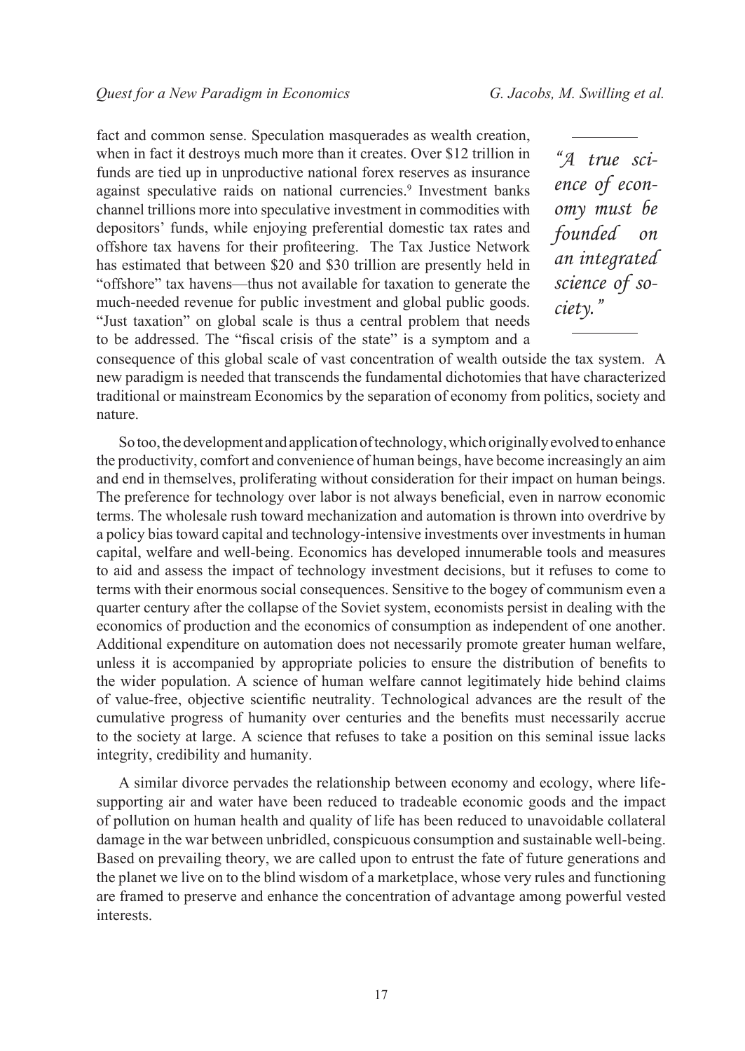fact and common sense. Speculation masquerades as wealth creation, when in fact it destroys much more than it creates. Over $12 trillion in funds are tied up in unproductive national forex reserves as insurance against speculative raids on national currencies.[9] Investment banks channel trillions more into speculative investment in commodities with depositors' funds, while enjoying preferential domestic tax rates and offshore tax havens for their profiteering. The Tax Justice Network has estimated that between $20 and $30 trillion are presently held in "offshore" tax havens—thus not available for taxation to generate the much-needed revenue for public investment and global public goods. "Just taxation" on global scale is thus a central problem that needs to be addressed. The "fiscal crisis of the state" is a symptom and a consequence of this global scale of vast concentration of wealth outside the tax system. A new paradigm is needed that transcends the fundamental dichotomies that have characterized traditional or mainstream Economics by the separation of economy from politics, society and nature.

> *"A true science of economy must be founded on an integrated science of society."*

So too, the development and application of technology, which originally evolved to enhance the productivity, comfort and convenience of human beings, have become increasingly an aim and end in themselves, proliferating without consideration for their impact on human beings. The preference for technology over labor is not always beneficial, even in narrow economic terms. The wholesale rush toward mechanization and automation is thrown into overdrive by a policy bias toward capital and technology-intensive investments over investments in human capital, welfare and well-being. Economics has developed innumerable tools and measures to aid and assess the impact of technology investment decisions, but it refuses to come to terms with their enormous social consequences. Sensitive to the bogey of communism even a quarter century after the collapse of the Soviet system, economists persist in dealing with the economics of production and the economics of consumption as independent of one another. Additional expenditure on automation does not necessarily promote greater human welfare, unless it is accompanied by appropriate policies to ensure the distribution of benefits to the wider population. A science of human welfare cannot legitimately hide behind claims of value-free, objective scientific neutrality. Technological advances are the result of the cumulative progress of humanity over centuries and the benefits must necessarily accrue to the society at large. A science that refuses to take a position on this seminal issue lacks integrity, credibility and humanity.

A similar divorce pervades the relationship between economy and ecology, where life-supporting air and water have been reduced to tradeable economic goods and the impact of pollution on human health and quality of life has been reduced to unavoidable collateral damage in the war between unbridled, conspicuous consumption and sustainable well-being. Based on prevailing theory, we are called upon to entrust the fate of future generations and the planet we live on to the blind wisdom of a marketplace, whose very rules and functioning are framed to preserve and enhance the concentration of advantage among powerful vested interests.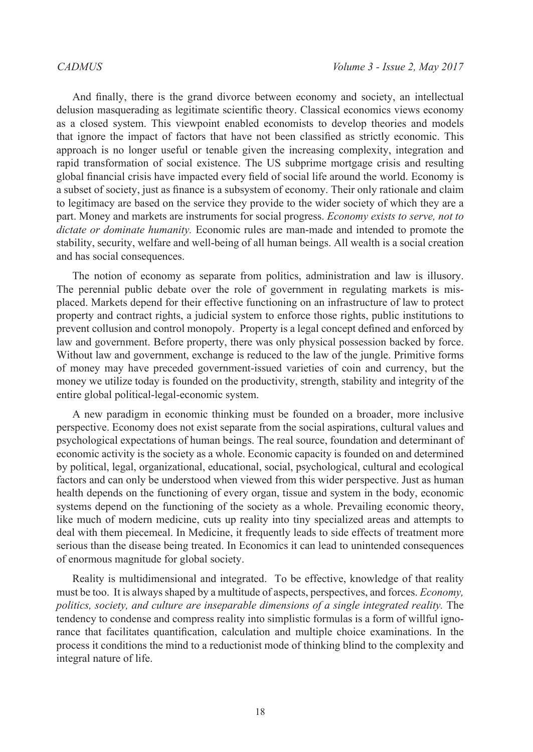And finally, there is the grand divorce between economy and society, an intellectual delusion masquerading as legitimate scientific theory. Classical economics views economy as a closed system. This viewpoint enabled economists to develop theories and models that ignore the impact of factors that have not been classified as strictly economic. This approach is no longer useful or tenable given the increasing complexity, integration and rapid transformation of social existence. The US subprime mortgage crisis and resulting global financial crisis have impacted every field of social life around the world. Economy is a subset of society, just as finance is a subsystem of economy. Their only rationale and claim to legitimacy are based on the service they provide to the wider society of which they are a part. Money and markets are instruments for social progress. *Economy exists to serve, not to dictate or dominate humanity.* Economic rules are man-made and intended to promote the stability, security, welfare and well-being of all human beings. All wealth is a social creation and has social consequences.

The notion of economy as separate from politics, administration and law is illusory. The perennial public debate over the role of government in regulating markets is misplaced. Markets depend for their effective functioning on an infrastructure of law to protect property and contract rights, a judicial system to enforce those rights, public institutions to prevent collusion and control monopoly. Property is a legal concept defined and enforced by law and government. Before property, there was only physical possession backed by force. Without law and government, exchange is reduced to the law of the jungle. Primitive forms of money may have preceded government-issued varieties of coin and currency, but the money we utilize today is founded on the productivity, strength, stability and integrity of the entire global political-legal-economic system.

A new paradigm in economic thinking must be founded on a broader, more inclusive perspective. Economy does not exist separate from the social aspirations, cultural values and psychological expectations of human beings. The real source, foundation and determinant of economic activity is the society as a whole. Economic capacity is founded on and determined by political, legal, organizational, educational, social, psychological, cultural and ecological factors and can only be understood when viewed from this wider perspective. Just as human health depends on the functioning of every organ, tissue and system in the body, economic systems depend on the functioning of the society as a whole. Prevailing economic theory, like much of modern medicine, cuts up reality into tiny specialized areas and attempts to deal with them piecemeal. In Medicine, it frequently leads to side effects of treatment more serious than the disease being treated. In Economics it can lead to unintended consequences of enormous magnitude for global society.

Reality is multidimensional and integrated. To be effective, knowledge of that reality must be too. It is always shaped by a multitude of aspects, perspectives, and forces. *Economy, politics, society, and culture are inseparable dimensions of a single integrated reality.* The tendency to condense and compress reality into simplistic formulas is a form of willful ignorance that facilitates quantification, calculation and multiple choice examinations. In the process it conditions the mind to a reductionist mode of thinking blind to the complexity and integral nature of life.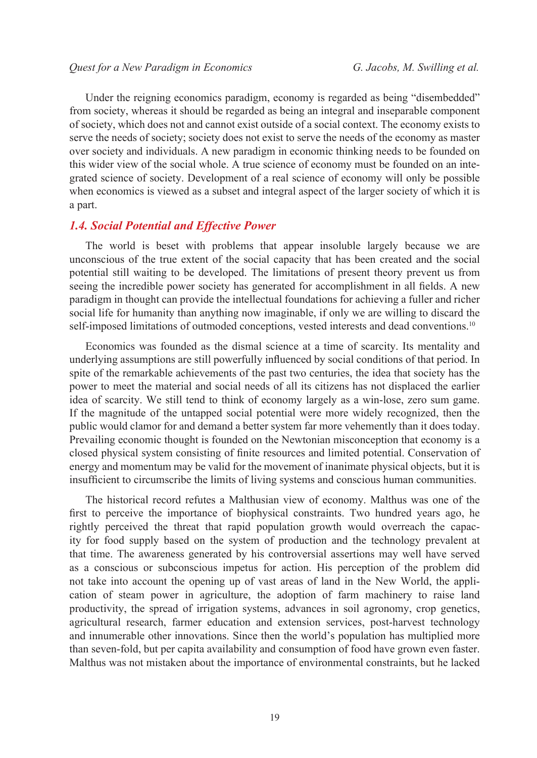Under the reigning economics paradigm, economy is regarded as being "disembedded" from society, whereas it should be regarded as being an integral and inseparable component of society, which does not and cannot exist outside of a social context. The economy exists to serve the needs of society; society does not exist to serve the needs of the economy as master over society and individuals. A new paradigm in economic thinking needs to be founded on this wider view of the social whole. A true science of economy must be founded on an integrated science of society. Development of a real science of economy will only be possible when economics is viewed as a subset and integral aspect of the larger society of which it is a part.

### 1.4. Social Potential and Effective Power

The world is beset with problems that appear insoluble largely because we are unconscious of the true extent of the social capacity that has been created and the social potential still waiting to be developed. The limitations of present theory prevent us from seeing the incredible power society has generated for accomplishment in all fields. A new paradigm in thought can provide the intellectual foundations for achieving a fuller and richer social life for humanity than anything now imaginable, if only we are willing to discard the self-imposed limitations of outmoded conceptions, vested interests and dead conventions.[10]

Economics was founded as the dismal science at a time of scarcity. Its mentality and underlying assumptions are still powerfully influenced by social conditions of that period. In spite of the remarkable achievements of the past two centuries, the idea that society has the power to meet the material and social needs of all its citizens has not displaced the earlier idea of scarcity. We still tend to think of economy largely as a win-lose, zero sum game. If the magnitude of the untapped social potential were more widely recognized, then the public would clamor for and demand a better system far more vehemently than it does today. Prevailing economic thought is founded on the Newtonian misconception that economy is a closed physical system consisting of finite resources and limited potential. Conservation of energy and momentum may be valid for the movement of inanimate physical objects, but it is insufficient to circumscribe the limits of living systems and conscious human communities.

The historical record refutes a Malthusian view of economy. Malthus was one of the first to perceive the importance of biophysical constraints. Two hundred years ago, he rightly perceived the threat that rapid population growth would overreach the capacity for food supply based on the system of production and the technology prevalent at that time. The awareness generated by his controversial assertions may well have served as a conscious or subconscious impetus for action. His perception of the problem did not take into account the opening up of vast areas of land in the New World, the application of steam power in agriculture, the adoption of farm machinery to raise land productivity, the spread of irrigation systems, advances in soil agronomy, crop genetics, agricultural research, farmer education and extension services, post-harvest technology and innumerable other innovations. Since then the world's population has multiplied more than seven-fold, but per capita availability and consumption of food have grown even faster. Malthus was not mistaken about the importance of environmental constraints, but he lacked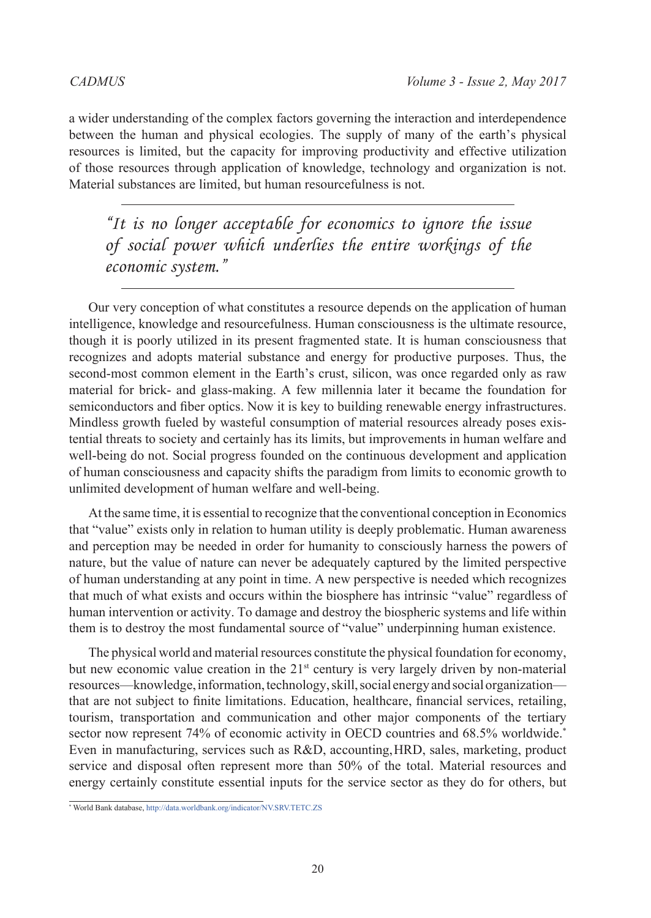a wider understanding of the complex factors governing the interaction and interdependence between the human and physical ecologies. The supply of many of the earth's physical resources is limited, but the capacity for improving productivity and effective utilization of those resources through application of knowledge, technology and organization is not. Material substances are limited, but human resourcefulness is not.

---

> *"It is no longer acceptable for economics to ignore the issue of social power which underlies the entire workings of the economic system."*

---

Our very conception of what constitutes a resource depends on the application of human intelligence, knowledge and resourcefulness. Human consciousness is the ultimate resource, though it is poorly utilized in its present fragmented state. It is human consciousness that recognizes and adopts material substance and energy for productive purposes. Thus, the second-most common element in the Earth's crust, silicon, was once regarded only as raw material for brick- and glass-making. A few millennia later it became the foundation for semiconductors and fiber optics. Now it is key to building renewable energy infrastructures. Mindless growth fueled by wasteful consumption of material resources already poses existential threats to society and certainly has its limits, but improvements in human welfare and well-being do not. Social progress founded on the continuous development and application of human consciousness and capacity shifts the paradigm from limits to economic growth to unlimited development of human welfare and well-being.

At the same time, it is essential to recognize that the conventional conception in Economics that "value" exists only in relation to human utility is deeply problematic. Human awareness and perception may be needed in order for humanity to consciously harness the powers of nature, but the value of nature can never be adequately captured by the limited perspective of human understanding at any point in time. A new perspective is needed which recognizes that much of what exists and occurs within the biosphere has intrinsic "value" regardless of human intervention or activity. To damage and destroy the biospheric systems and life within them is to destroy the most fundamental source of "value" underpinning human existence.

The physical world and material resources constitute the physical foundation for economy, but new economic value creation in the 21st century is very largely driven by non-material resources—knowledge, information, technology, skill, social energy and social organization—that are not subject to finite limitations. Education, healthcare, financial services, retailing, tourism, transportation and communication and other major components of the tertiary sector now represent 74% of economic activity in OECD countries and 68.5% worldwide.* Even in manufacturing, services such as R&D, accounting, HRD, sales, marketing, product service and disposal often represent more than 50% of the total. Material resources and energy certainly constitute essential inputs for the service sector as they do for others, but

* World Bank database, http://data.worldbank.org/indicator/NV.SRV.TETC.ZS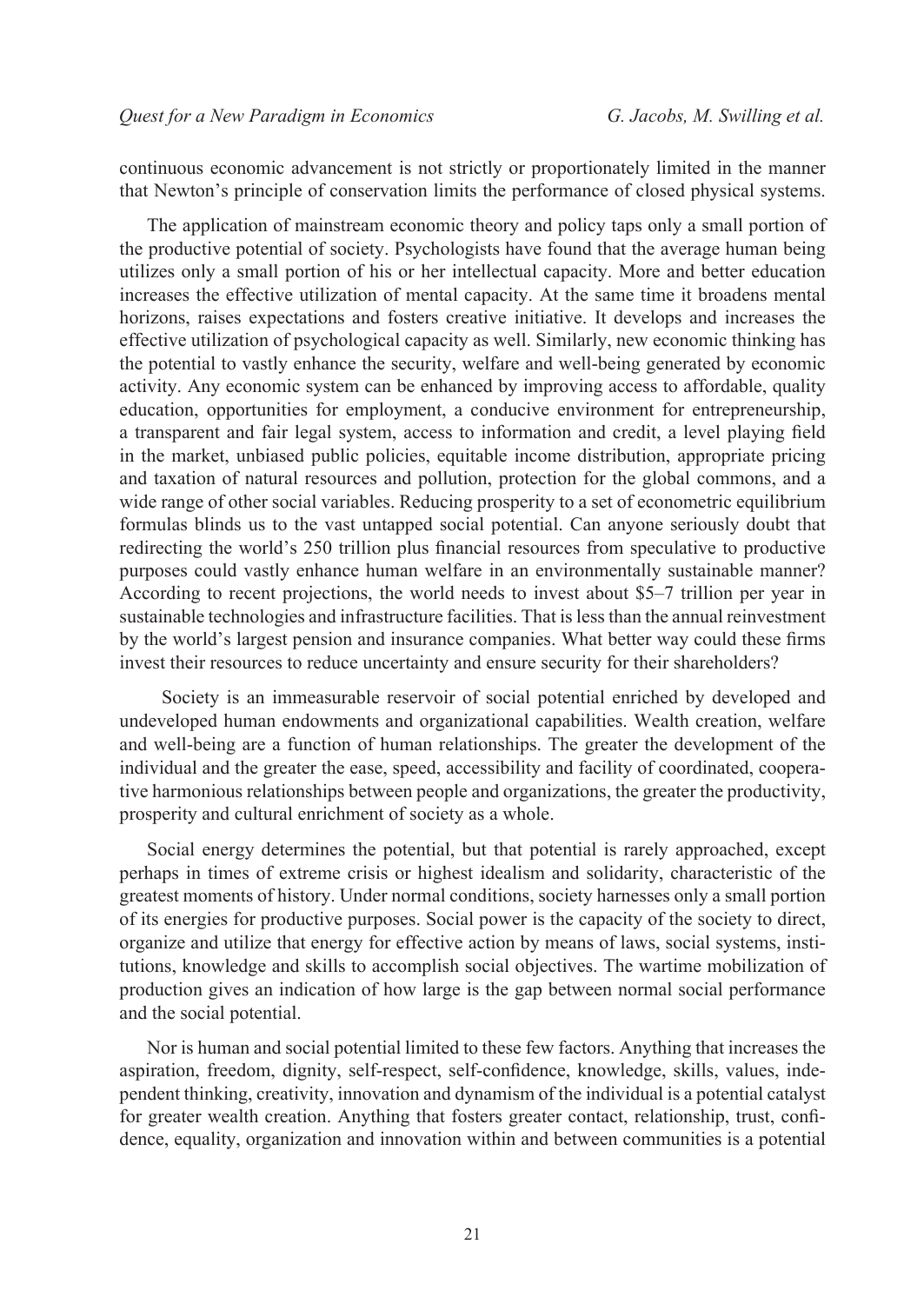continuous economic advancement is not strictly or proportionately limited in the manner that Newton's principle of conservation limits the performance of closed physical systems.

The application of mainstream economic theory and policy taps only a small portion of the productive potential of society. Psychologists have found that the average human being utilizes only a small portion of his or her intellectual capacity. More and better education increases the effective utilization of mental capacity. At the same time it broadens mental horizons, raises expectations and fosters creative initiative. It develops and increases the effective utilization of psychological capacity as well. Similarly, new economic thinking has the potential to vastly enhance the security, welfare and well-being generated by economic activity. Any economic system can be enhanced by improving access to affordable, quality education, opportunities for employment, a conducive environment for entrepreneurship, a transparent and fair legal system, access to information and credit, a level playing field in the market, unbiased public policies, equitable income distribution, appropriate pricing and taxation of natural resources and pollution, protection for the global commons, and a wide range of other social variables. Reducing prosperity to a set of econometric equilibrium formulas blinds us to the vast untapped social potential. Can anyone seriously doubt that redirecting the world's 250 trillion plus financial resources from speculative to productive purposes could vastly enhance human welfare in an environmentally sustainable manner? According to recent projections, the world needs to invest about $5–7 trillion per year in sustainable technologies and infrastructure facilities. That is less than the annual reinvestment by the world's largest pension and insurance companies. What better way could these firms invest their resources to reduce uncertainty and ensure security for their shareholders?

Society is an immeasurable reservoir of social potential enriched by developed and undeveloped human endowments and organizational capabilities. Wealth creation, welfare and well-being are a function of human relationships. The greater the development of the individual and the greater the ease, speed, accessibility and facility of coordinated, cooperative harmonious relationships between people and organizations, the greater the productivity, prosperity and cultural enrichment of society as a whole.

Social energy determines the potential, but that potential is rarely approached, except perhaps in times of extreme crisis or highest idealism and solidarity, characteristic of the greatest moments of history. Under normal conditions, society harnesses only a small portion of its energies for productive purposes. Social power is the capacity of the society to direct, organize and utilize that energy for effective action by means of laws, social systems, institutions, knowledge and skills to accomplish social objectives. The wartime mobilization of production gives an indication of how large is the gap between normal social performance and the social potential.

Nor is human and social potential limited to these few factors. Anything that increases the aspiration, freedom, dignity, self-respect, self-confidence, knowledge, skills, values, independent thinking, creativity, innovation and dynamism of the individual is a potential catalyst for greater wealth creation. Anything that fosters greater contact, relationship, trust, confidence, equality, organization and innovation within and between communities is a potential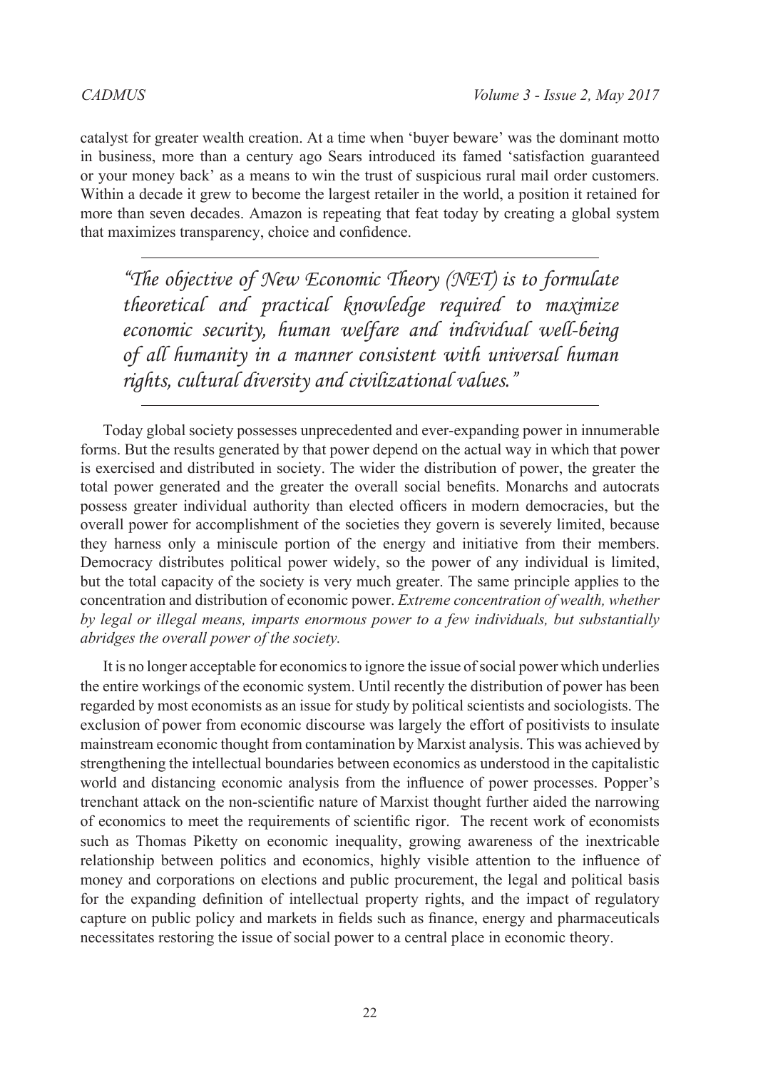catalyst for greater wealth creation. At a time when 'buyer beware' was the dominant motto in business, more than a century ago Sears introduced its famed 'satisfaction guaranteed or your money back' as a means to win the trust of suspicious rural mail order customers. Within a decade it grew to become the largest retailer in the world, a position it retained for more than seven decades. Amazon is repeating that feat today by creating a global system that maximizes transparency, choice and confidence.

---

> *"The objective of New Economic Theory (NET) is to formulate theoretical and practical knowledge required to maximize economic security, human welfare and individual well-being of all humanity in a manner consistent with universal human rights, cultural diversity and civilizational values."*

---

Today global society possesses unprecedented and ever-expanding power in innumerable forms. But the results generated by that power depend on the actual way in which that power is exercised and distributed in society. The wider the distribution of power, the greater the total power generated and the greater the overall social benefits. Monarchs and autocrats possess greater individual authority than elected officers in modern democracies, but the overall power for accomplishment of the societies they govern is severely limited, because they harness only a miniscule portion of the energy and initiative from their members. Democracy distributes political power widely, so the power of any individual is limited, but the total capacity of the society is very much greater. The same principle applies to the concentration and distribution of economic power. *Extreme concentration of wealth, whether by legal or illegal means, imparts enormous power to a few individuals, but substantially abridges the overall power of the society.*

It is no longer acceptable for economics to ignore the issue of social power which underlies the entire workings of the economic system. Until recently the distribution of power has been regarded by most economists as an issue for study by political scientists and sociologists. The exclusion of power from economic discourse was largely the effort of positivists to insulate mainstream economic thought from contamination by Marxist analysis. This was achieved by strengthening the intellectual boundaries between economics as understood in the capitalistic world and distancing economic analysis from the influence of power processes. Popper's trenchant attack on the non-scientific nature of Marxist thought further aided the narrowing of economics to meet the requirements of scientific rigor. The recent work of economists such as Thomas Piketty on economic inequality, growing awareness of the inextricable relationship between politics and economics, highly visible attention to the influence of money and corporations on elections and public procurement, the legal and political basis for the expanding definition of intellectual property rights, and the impact of regulatory capture on public policy and markets in fields such as finance, energy and pharmaceuticals necessitates restoring the issue of social power to a central place in economic theory.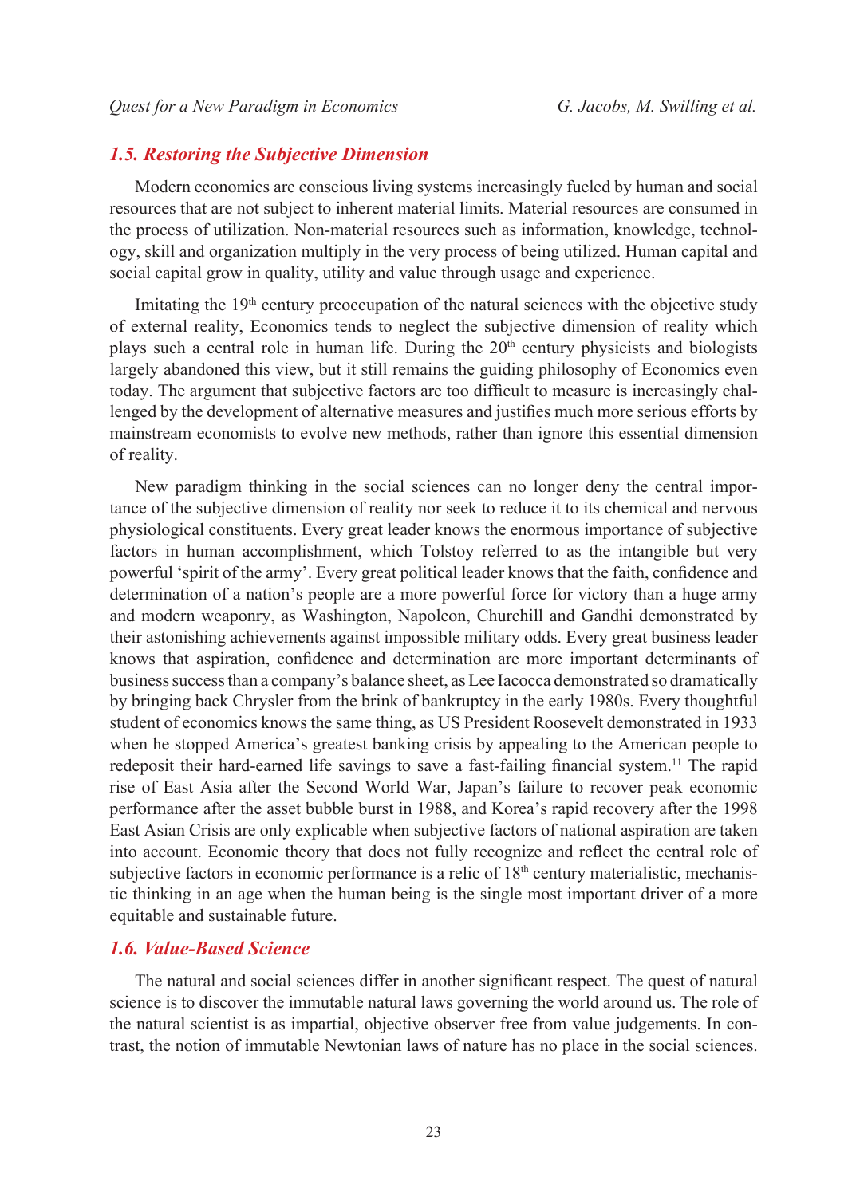## *1.5. Restoring the Subjective Dimension*

Modern economies are conscious living systems increasingly fueled by human and social resources that are not subject to inherent material limits. Material resources are consumed in the process of utilization. Non-material resources such as information, knowledge, technology, skill and organization multiply in the very process of being utilized. Human capital and social capital grow in quality, utility and value through usage and experience.

Imitating the 19th century preoccupation of the natural sciences with the objective study of external reality, Economics tends to neglect the subjective dimension of reality which plays such a central role in human life. During the 20th century physicists and biologists largely abandoned this view, but it still remains the guiding philosophy of Economics even today. The argument that subjective factors are too difficult to measure is increasingly challenged by the development of alternative measures and justifies much more serious efforts by mainstream economists to evolve new methods, rather than ignore this essential dimension of reality.

New paradigm thinking in the social sciences can no longer deny the central importance of the subjective dimension of reality nor seek to reduce it to its chemical and nervous physiological constituents. Every great leader knows the enormous importance of subjective factors in human accomplishment, which Tolstoy referred to as the intangible but very powerful 'spirit of the army'. Every great political leader knows that the faith, confidence and determination of a nation's people are a more powerful force for victory than a huge army and modern weaponry, as Washington, Napoleon, Churchill and Gandhi demonstrated by their astonishing achievements against impossible military odds. Every great business leader knows that aspiration, confidence and determination are more important determinants of business success than a company's balance sheet, as Lee Iacocca demonstrated so dramatically by bringing back Chrysler from the brink of bankruptcy in the early 1980s. Every thoughtful student of economics knows the same thing, as US President Roosevelt demonstrated in 1933 when he stopped America's greatest banking crisis by appealing to the American people to redeposit their hard-earned life savings to save a fast-failing financial system.[11] The rapid rise of East Asia after the Second World War, Japan's failure to recover peak economic performance after the asset bubble burst in 1988, and Korea's rapid recovery after the 1998 East Asian Crisis are only explicable when subjective factors of national aspiration are taken into account. Economic theory that does not fully recognize and reflect the central role of subjective factors in economic performance is a relic of 18th century materialistic, mechanistic thinking in an age when the human being is the single most important driver of a more equitable and sustainable future.

## *1.6. Value-Based Science*

The natural and social sciences differ in another significant respect. The quest of natural science is to discover the immutable natural laws governing the world around us. The role of the natural scientist is as impartial, objective observer free from value judgements. In contrast, the notion of immutable Newtonian laws of nature has no place in the social sciences.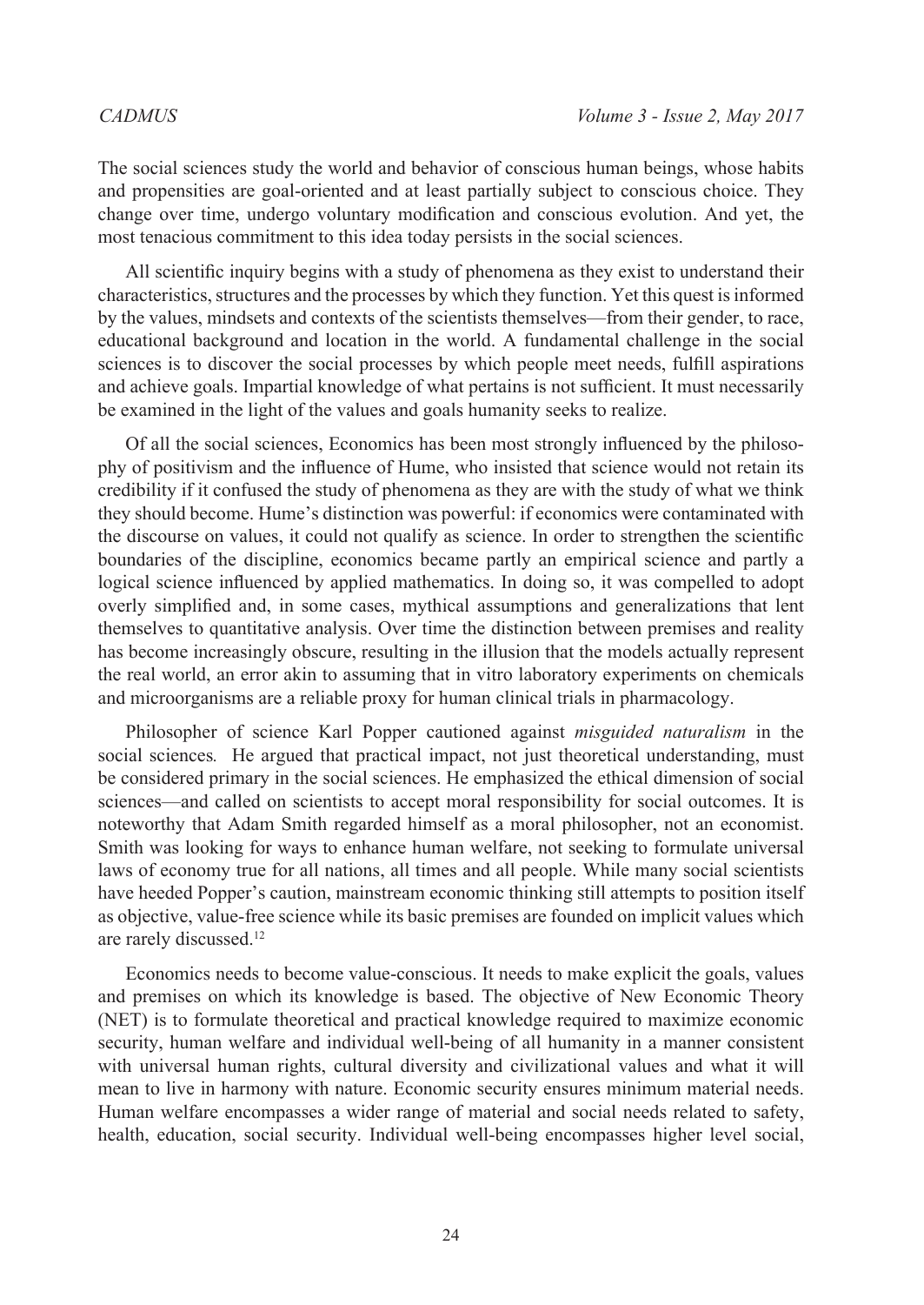The social sciences study the world and behavior of conscious human beings, whose habits and propensities are goal-oriented and at least partially subject to conscious choice. They change over time, undergo voluntary modification and conscious evolution. And yet, the most tenacious commitment to this idea today persists in the social sciences.

All scientific inquiry begins with a study of phenomena as they exist to understand their characteristics, structures and the processes by which they function. Yet this quest is informed by the values, mindsets and contexts of the scientists themselves—from their gender, to race, educational background and location in the world. A fundamental challenge in the social sciences is to discover the social processes by which people meet needs, fulfill aspirations and achieve goals. Impartial knowledge of what pertains is not sufficient. It must necessarily be examined in the light of the values and goals humanity seeks to realize.

Of all the social sciences, Economics has been most strongly influenced by the philosophy of positivism and the influence of Hume, who insisted that science would not retain its credibility if it confused the study of phenomena as they are with the study of what we think they should become. Hume's distinction was powerful: if economics were contaminated with the discourse on values, it could not qualify as science. In order to strengthen the scientific boundaries of the discipline, economics became partly an empirical science and partly a logical science influenced by applied mathematics. In doing so, it was compelled to adopt overly simplified and, in some cases, mythical assumptions and generalizations that lent themselves to quantitative analysis. Over time the distinction between premises and reality has become increasingly obscure, resulting in the illusion that the models actually represent the real world, an error akin to assuming that in vitro laboratory experiments on chemicals and microorganisms are a reliable proxy for human clinical trials in pharmacology.

Philosopher of science Karl Popper cautioned against *misguided naturalism* in the social sciences. He argued that practical impact, not just theoretical understanding, must be considered primary in the social sciences. He emphasized the ethical dimension of social sciences—and called on scientists to accept moral responsibility for social outcomes. It is noteworthy that Adam Smith regarded himself as a moral philosopher, not an economist. Smith was looking for ways to enhance human welfare, not seeking to formulate universal laws of economy true for all nations, all times and all people. While many social scientists have heeded Popper's caution, mainstream economic thinking still attempts to position itself as objective, value-free science while its basic premises are founded on implicit values which are rarely discussed.[12]

Economics needs to become value-conscious. It needs to make explicit the goals, values and premises on which its knowledge is based. The objective of New Economic Theory (NET) is to formulate theoretical and practical knowledge required to maximize economic security, human welfare and individual well-being of all humanity in a manner consistent with universal human rights, cultural diversity and civilizational values and what it will mean to live in harmony with nature. Economic security ensures minimum material needs. Human welfare encompasses a wider range of material and social needs related to safety, health, education, social security. Individual well-being encompasses higher level social,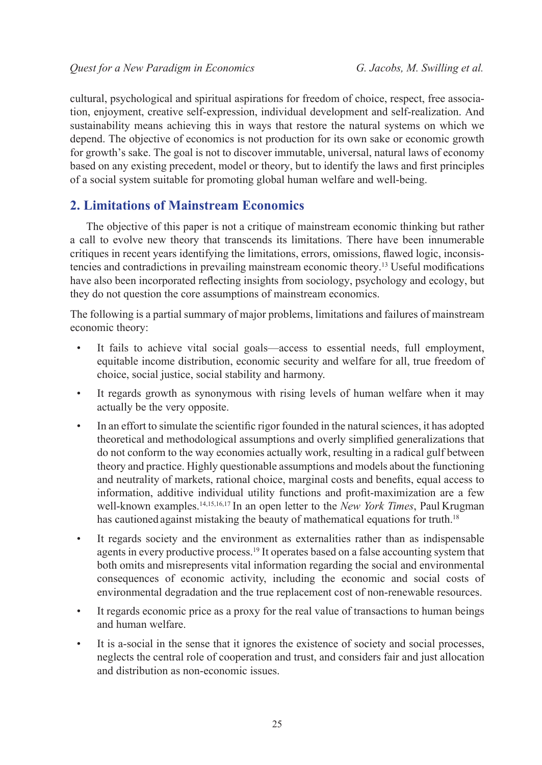cultural, psychological and spiritual aspirations for freedom of choice, respect, free association, enjoyment, creative self-expression, individual development and self-realization. And sustainability means achieving this in ways that restore the natural systems on which we depend. The objective of economics is not production for its own sake or economic growth for growth's sake. The goal is not to discover immutable, universal, natural laws of economy based on any existing precedent, model or theory, but to identify the laws and first principles of a social system suitable for promoting global human welfare and well-being.

## 2. Limitations of Mainstream Economics

The objective of this paper is not a critique of mainstream economic thinking but rather a call to evolve new theory that transcends its limitations. There have been innumerable critiques in recent years identifying the limitations, errors, omissions, flawed logic, inconsistencies and contradictions in prevailing mainstream economic theory.[13] Useful modifications have also been incorporated reflecting insights from sociology, psychology and ecology, but they do not question the core assumptions of mainstream economics.

The following is a partial summary of major problems, limitations and failures of mainstream economic theory:

- It fails to achieve vital social goals—access to essential needs, full employment, equitable income distribution, economic security and welfare for all, true freedom of choice, social justice, social stability and harmony.
- It regards growth as synonymous with rising levels of human welfare when it may actually be the very opposite.
- In an effort to simulate the scientific rigor founded in the natural sciences, it has adopted theoretical and methodological assumptions and overly simplified generalizations that do not conform to the way economies actually work, resulting in a radical gulf between theory and practice. Highly questionable assumptions and models about the functioning and neutrality of markets, rational choice, marginal costs and benefits, equal access to information, additive individual utility functions and profit-maximization are a few well-known examples.[14,15,16,17] In an open letter to the *New York Times*, Paul Krugman has cautioned against mistaking the beauty of mathematical equations for truth.[18]
- It regards society and the environment as externalities rather than as indispensable agents in every productive process.[19] It operates based on a false accounting system that both omits and misrepresents vital information regarding the social and environmental consequences of economic activity, including the economic and social costs of environmental degradation and the true replacement cost of non-renewable resources.
- It regards economic price as a proxy for the real value of transactions to human beings and human welfare.
- It is a-social in the sense that it ignores the existence of society and social processes, neglects the central role of cooperation and trust, and considers fair and just allocation and distribution as non-economic issues.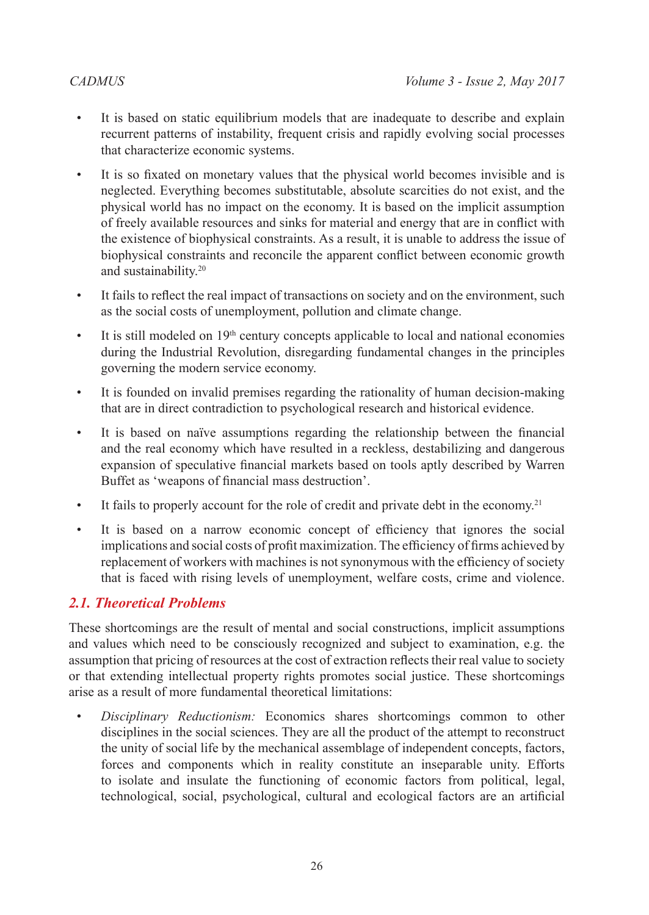- It is based on static equilibrium models that are inadequate to describe and explain recurrent patterns of instability, frequent crisis and rapidly evolving social processes that characterize economic systems.
- It is so fixated on monetary values that the physical world becomes invisible and is neglected. Everything becomes substitutable, absolute scarcities do not exist, and the physical world has no impact on the economy. It is based on the implicit assumption of freely available resources and sinks for material and energy that are in conflict with the existence of biophysical constraints. As a result, it is unable to address the issue of biophysical constraints and reconcile the apparent conflict between economic growth and sustainability.[20]
- It fails to reflect the real impact of transactions on society and on the environment, such as the social costs of unemployment, pollution and climate change.
- It is still modeled on 19th century concepts applicable to local and national economies during the Industrial Revolution, disregarding fundamental changes in the principles governing the modern service economy.
- It is founded on invalid premises regarding the rationality of human decision-making that are in direct contradiction to psychological research and historical evidence.
- It is based on naïve assumptions regarding the relationship between the financial and the real economy which have resulted in a reckless, destabilizing and dangerous expansion of speculative financial markets based on tools aptly described by Warren Buffet as 'weapons of financial mass destruction'.
- It fails to properly account for the role of credit and private debt in the economy.[21]
- It is based on a narrow economic concept of efficiency that ignores the social implications and social costs of profit maximization. The efficiency of firms achieved by replacement of workers with machines is not synonymous with the efficiency of society that is faced with rising levels of unemployment, welfare costs, crime and violence.

## 2.1. Theoretical Problems

These shortcomings are the result of mental and social constructions, implicit assumptions and values which need to be consciously recognized and subject to examination, e.g. the assumption that pricing of resources at the cost of extraction reflects their real value to society or that extending intellectual property rights promotes social justice. These shortcomings arise as a result of more fundamental theoretical limitations:

- *Disciplinary Reductionism:* Economics shares shortcomings common to other disciplines in the social sciences. They are all the product of the attempt to reconstruct the unity of social life by the mechanical assemblage of independent concepts, factors, forces and components which in reality constitute an inseparable unity. Efforts to isolate and insulate the functioning of economic factors from political, legal, technological, social, psychological, cultural and ecological factors are an artificial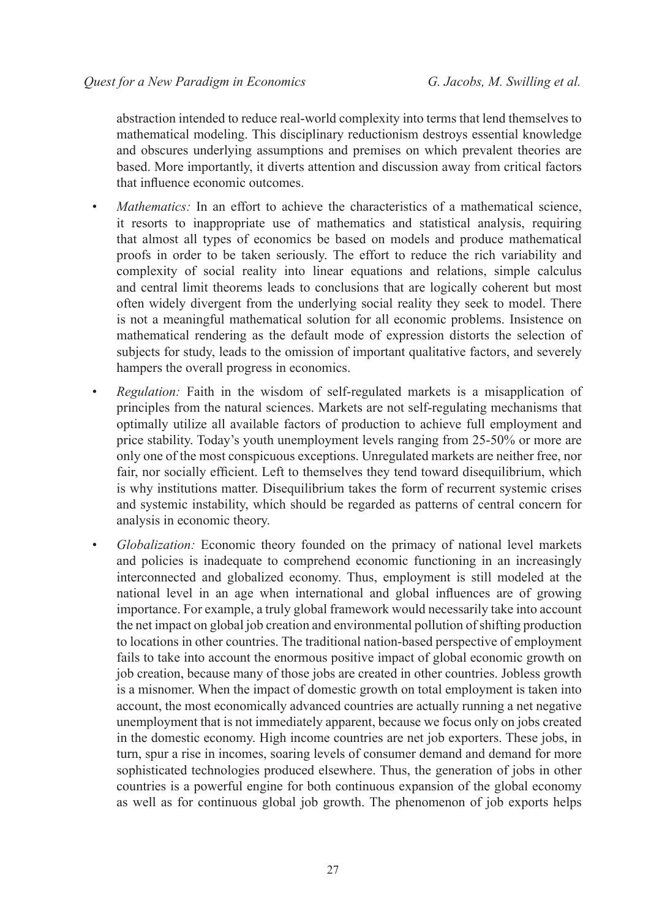abstraction intended to reduce real-world complexity into terms that lend themselves to mathematical modeling. This disciplinary reductionism destroys essential knowledge and obscures underlying assumptions and premises on which prevalent theories are based. More importantly, it diverts attention and discussion away from critical factors that influence economic outcomes.

- *Mathematics:* In an effort to achieve the characteristics of a mathematical science, it resorts to inappropriate use of mathematics and statistical analysis, requiring that almost all types of economics be based on models and produce mathematical proofs in order to be taken seriously. The effort to reduce the rich variability and complexity of social reality into linear equations and relations, simple calculus and central limit theorems leads to conclusions that are logically coherent but most often widely divergent from the underlying social reality they seek to model. There is not a meaningful mathematical solution for all economic problems. Insistence on mathematical rendering as the default mode of expression distorts the selection of subjects for study, leads to the omission of important qualitative factors, and severely hampers the overall progress in economics.
- *Regulation:* Faith in the wisdom of self-regulated markets is a misapplication of principles from the natural sciences. Markets are not self-regulating mechanisms that optimally utilize all available factors of production to achieve full employment and price stability. Today's youth unemployment levels ranging from 25-50% or more are only one of the most conspicuous exceptions. Unregulated markets are neither free, nor fair, nor socially efficient. Left to themselves they tend toward disequilibrium, which is why institutions matter. Disequilibrium takes the form of recurrent systemic crises and systemic instability, which should be regarded as patterns of central concern for analysis in economic theory.
- *Globalization:* Economic theory founded on the primacy of national level markets and policies is inadequate to comprehend economic functioning in an increasingly interconnected and globalized economy. Thus, employment is still modeled at the national level in an age when international and global influences are of growing importance. For example, a truly global framework would necessarily take into account the net impact on global job creation and environmental pollution of shifting production to locations in other countries. The traditional nation-based perspective of employment fails to take into account the enormous positive impact of global economic growth on job creation, because many of those jobs are created in other countries. Jobless growth is a misnomer. When the impact of domestic growth on total employment is taken into account, the most economically advanced countries are actually running a net negative unemployment that is not immediately apparent, because we focus only on jobs created in the domestic economy. High income countries are net job exporters. These jobs, in turn, spur a rise in incomes, soaring levels of consumer demand and demand for more sophisticated technologies produced elsewhere. Thus, the generation of jobs in other countries is a powerful engine for both continuous expansion of the global economy as well as for continuous global job growth. The phenomenon of job exports helps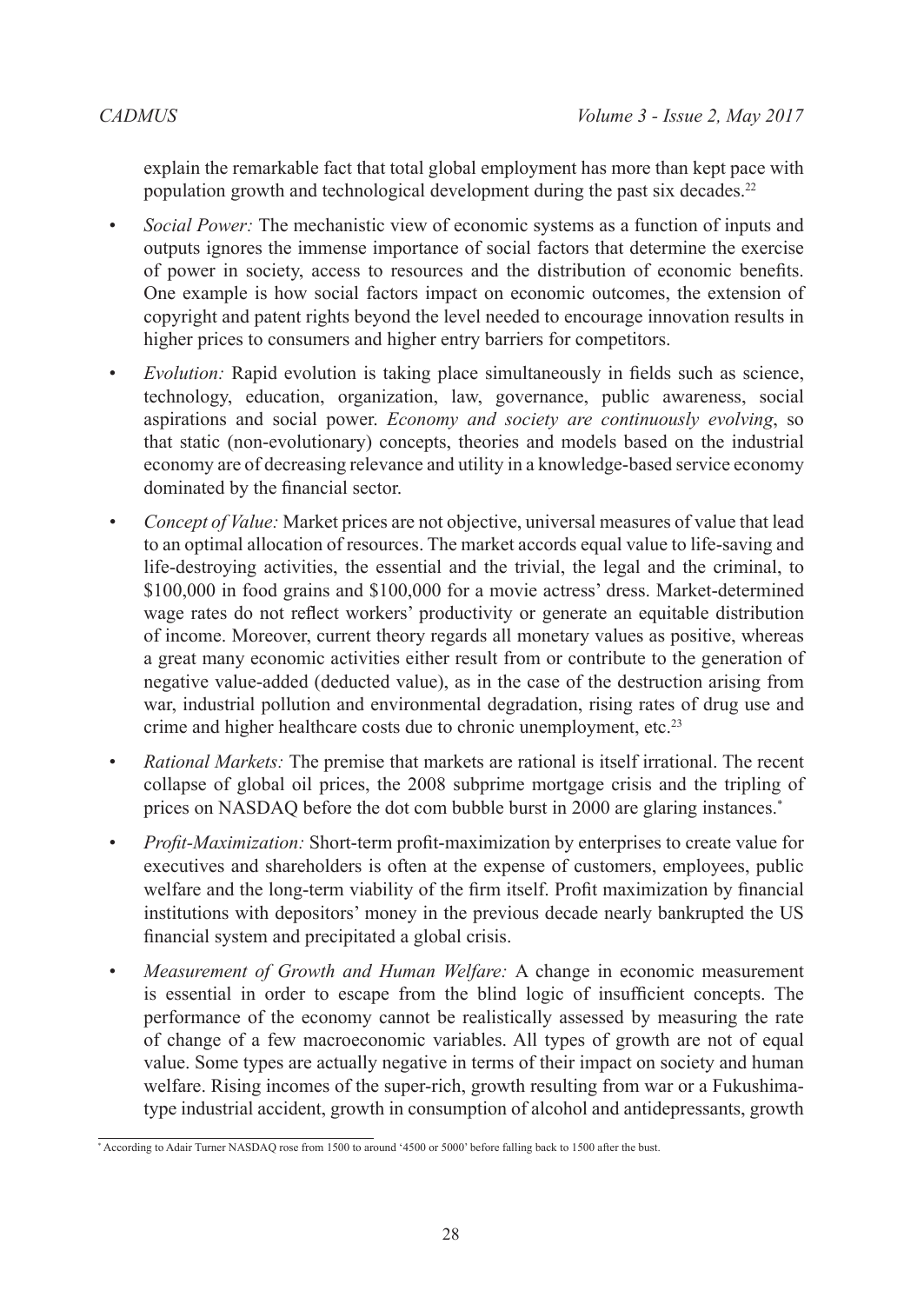explain the remarkable fact that total global employment has more than kept pace with population growth and technological development during the past six decades.[22]

- *Social Power:* The mechanistic view of economic systems as a function of inputs and outputs ignores the immense importance of social factors that determine the exercise of power in society, access to resources and the distribution of economic benefits. One example is how social factors impact on economic outcomes, the extension of copyright and patent rights beyond the level needed to encourage innovation results in higher prices to consumers and higher entry barriers for competitors.
- *Evolution:* Rapid evolution is taking place simultaneously in fields such as science, technology, education, organization, law, governance, public awareness, social aspirations and social power. *Economy and society are continuously evolving*, so that static (non-evolutionary) concepts, theories and models based on the industrial economy are of decreasing relevance and utility in a knowledge-based service economy dominated by the financial sector.
- *Concept of Value:* Market prices are not objective, universal measures of value that lead to an optimal allocation of resources. The market accords equal value to life-saving and life-destroying activities, the essential and the trivial, the legal and the criminal, to $100,000 in food grains and $100,000 for a movie actress' dress. Market-determined wage rates do not reflect workers' productivity or generate an equitable distribution of income. Moreover, current theory regards all monetary values as positive, whereas a great many economic activities either result from or contribute to the generation of negative value-added (deducted value), as in the case of the destruction arising from war, industrial pollution and environmental degradation, rising rates of drug use and crime and higher healthcare costs due to chronic unemployment, etc.[23]
- *Rational Markets:* The premise that markets are rational is itself irrational. The recent collapse of global oil prices, the 2008 subprime mortgage crisis and the tripling of prices on NASDAQ before the dot com bubble burst in 2000 are glaring instances.[*]
- *Profit-Maximization:* Short-term profit-maximization by enterprises to create value for executives and shareholders is often at the expense of customers, employees, public welfare and the long-term viability of the firm itself. Profit maximization by financial institutions with depositors' money in the previous decade nearly bankrupted the US financial system and precipitated a global crisis.
- *Measurement of Growth and Human Welfare:* A change in economic measurement is essential in order to escape from the blind logic of insufficient concepts. The performance of the economy cannot be realistically assessed by measuring the rate of change of a few macroeconomic variables. All types of growth are not of equal value. Some types are actually negative in terms of their impact on society and human welfare. Rising incomes of the super-rich, growth resulting from war or a Fukushima-type industrial accident, growth in consumption of alcohol and antidepressants, growth

---

[*] According to Adair Turner NASDAQ rose from 1500 to around '4500 or 5000' before falling back to 1500 after the bust.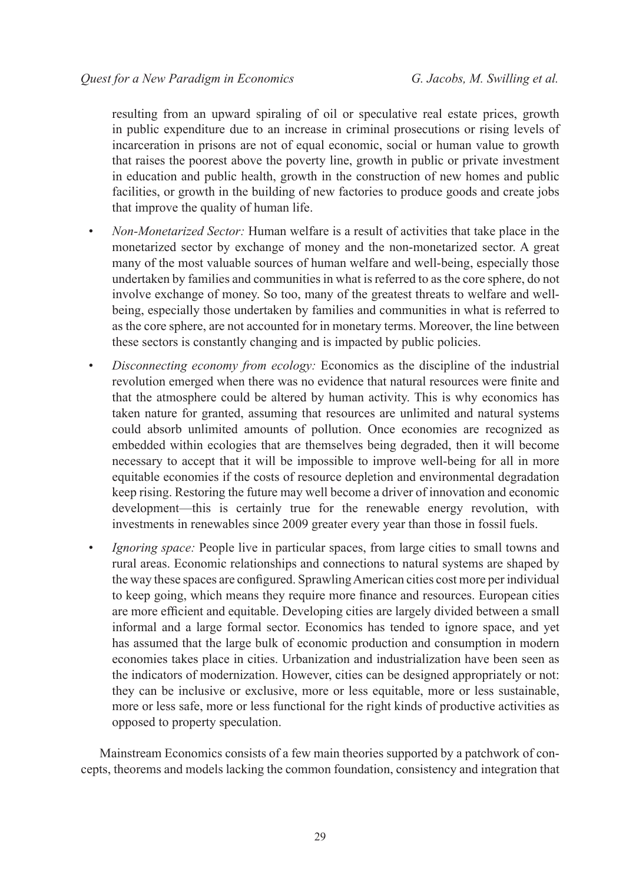resulting from an upward spiraling of oil or speculative real estate prices, growth in public expenditure due to an increase in criminal prosecutions or rising levels of incarceration in prisons are not of equal economic, social or human value to growth that raises the poorest above the poverty line, growth in public or private investment in education and public health, growth in the construction of new homes and public facilities, or growth in the building of new factories to produce goods and create jobs that improve the quality of human life.

- *Non-Monetarized Sector:* Human welfare is a result of activities that take place in the monetarized sector by exchange of money and the non-monetarized sector. A great many of the most valuable sources of human welfare and well-being, especially those undertaken by families and communities in what is referred to as the core sphere, do not involve exchange of money. So too, many of the greatest threats to welfare and well-being, especially those undertaken by families and communities in what is referred to as the core sphere, are not accounted for in monetary terms. Moreover, the line between these sectors is constantly changing and is impacted by public policies.
- *Disconnecting economy from ecology:* Economics as the discipline of the industrial revolution emerged when there was no evidence that natural resources were finite and that the atmosphere could be altered by human activity. This is why economics has taken nature for granted, assuming that resources are unlimited and natural systems could absorb unlimited amounts of pollution. Once economies are recognized as embedded within ecologies that are themselves being degraded, then it will become necessary to accept that it will be impossible to improve well-being for all in more equitable economies if the costs of resource depletion and environmental degradation keep rising. Restoring the future may well become a driver of innovation and economic development—this is certainly true for the renewable energy revolution, with investments in renewables since 2009 greater every year than those in fossil fuels.
- *Ignoring space:* People live in particular spaces, from large cities to small towns and rural areas. Economic relationships and connections to natural systems are shaped by the way these spaces are configured. Sprawling American cities cost more per individual to keep going, which means they require more finance and resources. European cities are more efficient and equitable. Developing cities are largely divided between a small informal and a large formal sector. Economics has tended to ignore space, and yet has assumed that the large bulk of economic production and consumption in modern economies takes place in cities. Urbanization and industrialization have been seen as the indicators of modernization. However, cities can be designed appropriately or not: they can be inclusive or exclusive, more or less equitable, more or less sustainable, more or less safe, more or less functional for the right kinds of productive activities as opposed to property speculation.

Mainstream Economics consists of a few main theories supported by a patchwork of concepts, theorems and models lacking the common foundation, consistency and integration that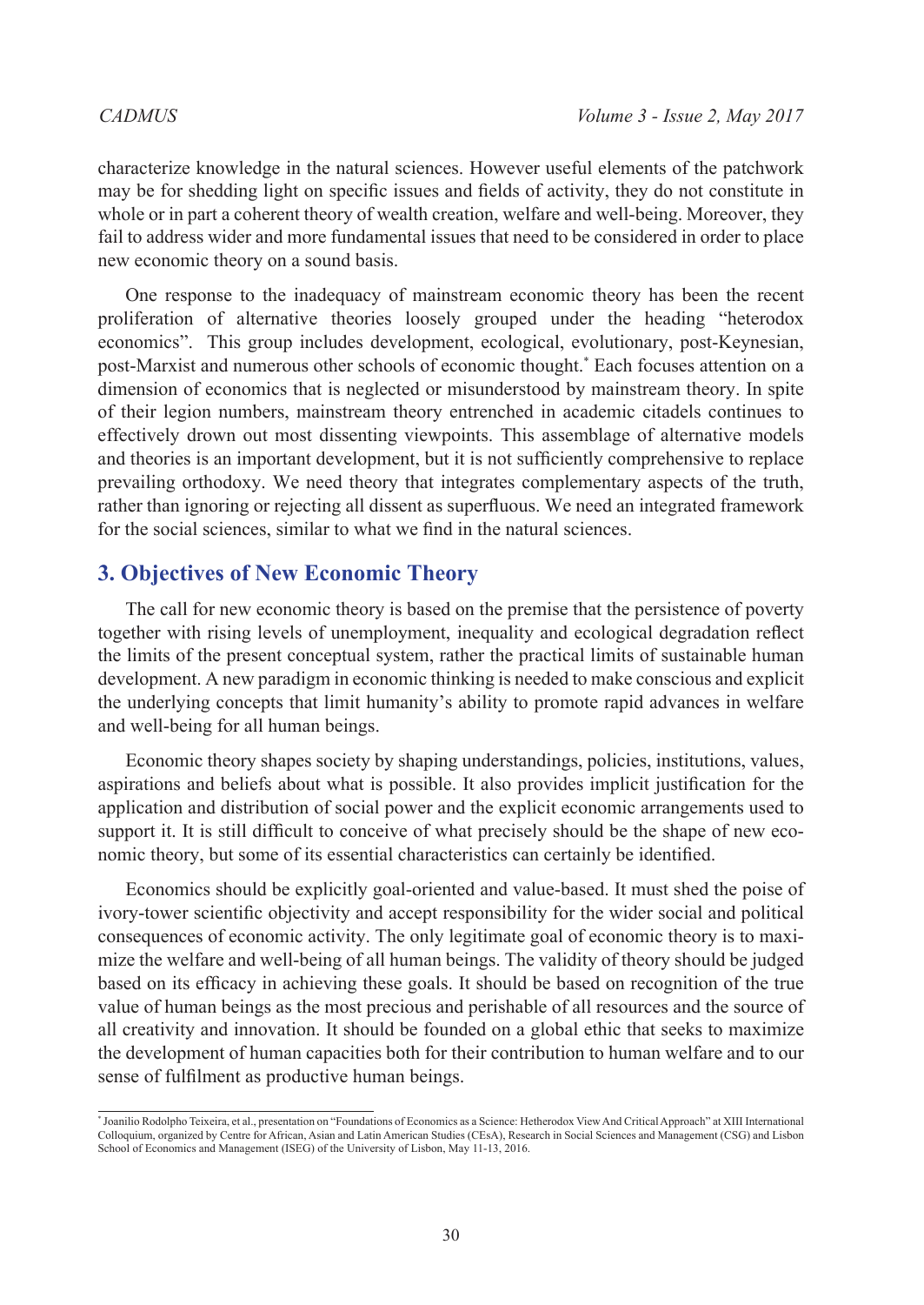characterize knowledge in the natural sciences. However useful elements of the patchwork may be for shedding light on specific issues and fields of activity, they do not constitute in whole or in part a coherent theory of wealth creation, welfare and well-being. Moreover, they fail to address wider and more fundamental issues that need to be considered in order to place new economic theory on a sound basis.

One response to the inadequacy of mainstream economic theory has been the recent proliferation of alternative theories loosely grouped under the heading "heterodox economics". This group includes development, ecological, evolutionary, post-Keynesian, post-Marxist and numerous other schools of economic thought.* Each focuses attention on a dimension of economics that is neglected or misunderstood by mainstream theory. In spite of their legion numbers, mainstream theory entrenched in academic citadels continues to effectively drown out most dissenting viewpoints. This assemblage of alternative models and theories is an important development, but it is not sufficiently comprehensive to replace prevailing orthodoxy. We need theory that integrates complementary aspects of the truth, rather than ignoring or rejecting all dissent as superfluous. We need an integrated framework for the social sciences, similar to what we find in the natural sciences.

## 3. Objectives of New Economic Theory

The call for new economic theory is based on the premise that the persistence of poverty together with rising levels of unemployment, inequality and ecological degradation reflect the limits of the present conceptual system, rather the practical limits of sustainable human development. A new paradigm in economic thinking is needed to make conscious and explicit the underlying concepts that limit humanity's ability to promote rapid advances in welfare and well-being for all human beings.

Economic theory shapes society by shaping understandings, policies, institutions, values, aspirations and beliefs about what is possible. It also provides implicit justification for the application and distribution of social power and the explicit economic arrangements used to support it. It is still difficult to conceive of what precisely should be the shape of new economic theory, but some of its essential characteristics can certainly be identified.

Economics should be explicitly goal-oriented and value-based. It must shed the poise of ivory-tower scientific objectivity and accept responsibility for the wider social and political consequences of economic activity. The only legitimate goal of economic theory is to maximize the welfare and well-being of all human beings. The validity of theory should be judged based on its efficacy in achieving these goals. It should be based on recognition of the true value of human beings as the most precious and perishable of all resources and the source of all creativity and innovation. It should be founded on a global ethic that seeks to maximize the development of human capacities both for their contribution to human welfare and to our sense of fulfilment as productive human beings.

---

* Joanilio Rodolpho Teixeira, et al., presentation on "Foundations of Economics as a Science: Hetherodox View And Critical Approach" at XIII International Colloquium, organized by Centre for African, Asian and Latin American Studies (CEsA), Research in Social Sciences and Management (CSG) and Lisbon School of Economics and Management (ISEG) of the University of Lisbon, May 11-13, 2016.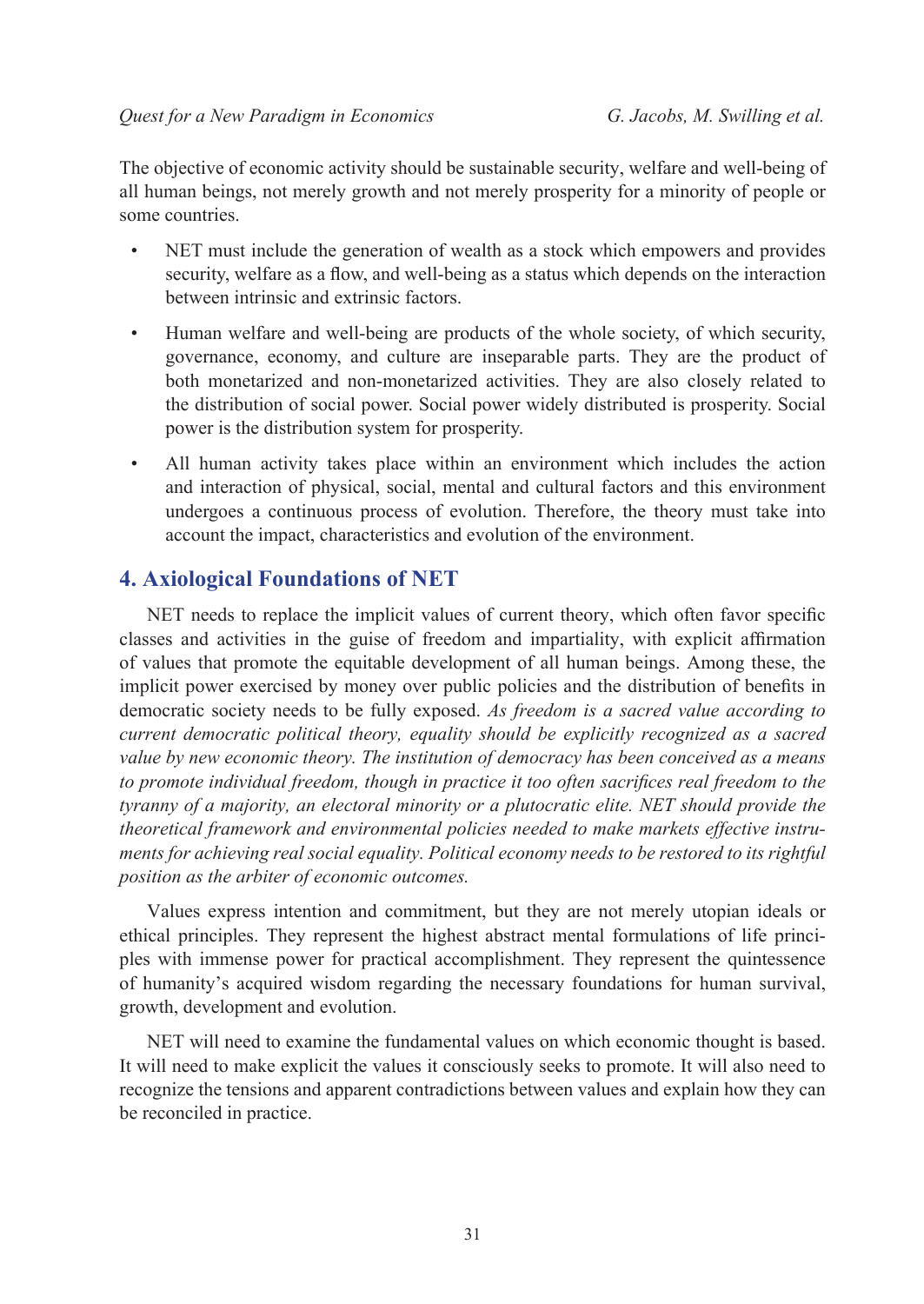The objective of economic activity should be sustainable security, welfare and well-being of all human beings, not merely growth and not merely prosperity for a minority of people or some countries.

- NET must include the generation of wealth as a stock which empowers and provides security, welfare as a flow, and well-being as a status which depends on the interaction between intrinsic and extrinsic factors.
- Human welfare and well-being are products of the whole society, of which security, governance, economy, and culture are inseparable parts. They are the product of both monetarized and non-monetarized activities. They are also closely related to the distribution of social power. Social power widely distributed is prosperity. Social power is the distribution system for prosperity.
- All human activity takes place within an environment which includes the action and interaction of physical, social, mental and cultural factors and this environment undergoes a continuous process of evolution. Therefore, the theory must take into account the impact, characteristics and evolution of the environment.

## 4. Axiological Foundations of NET

NET needs to replace the implicit values of current theory, which often favor specific classes and activities in the guise of freedom and impartiality, with explicit affirmation of values that promote the equitable development of all human beings. Among these, the implicit power exercised by money over public policies and the distribution of benefits in democratic society needs to be fully exposed. *As freedom is a sacred value according to current democratic political theory, equality should be explicitly recognized as a sacred value by new economic theory. The institution of democracy has been conceived as a means to promote individual freedom, though in practice it too often sacrifices real freedom to the tyranny of a majority, an electoral minority or a plutocratic elite. NET should provide the theoretical framework and environmental policies needed to make markets effective instruments for achieving real social equality. Political economy needs to be restored to its rightful position as the arbiter of economic outcomes.*

Values express intention and commitment, but they are not merely utopian ideals or ethical principles. They represent the highest abstract mental formulations of life principles with immense power for practical accomplishment. They represent the quintessence of humanity's acquired wisdom regarding the necessary foundations for human survival, growth, development and evolution.

NET will need to examine the fundamental values on which economic thought is based. It will need to make explicit the values it consciously seeks to promote. It will also need to recognize the tensions and apparent contradictions between values and explain how they can be reconciled in practice.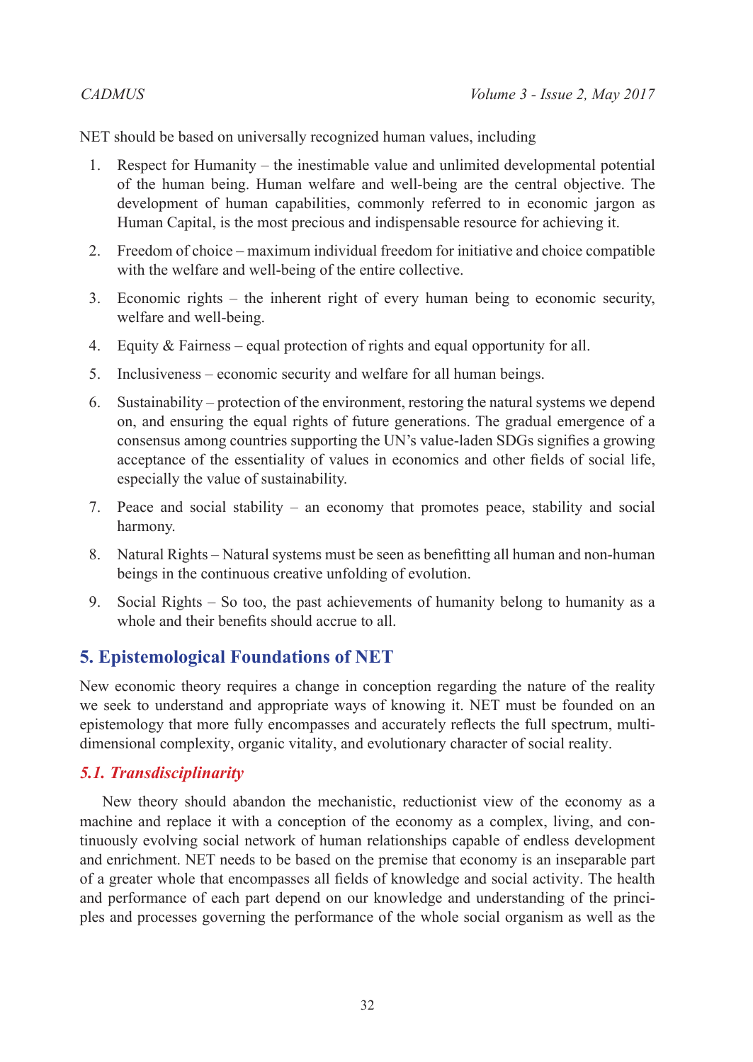NET should be based on universally recognized human values, including

1. Respect for Humanity – the inestimable value and unlimited developmental potential of the human being. Human welfare and well-being are the central objective. The development of human capabilities, commonly referred to in economic jargon as Human Capital, is the most precious and indispensable resource for achieving it.
2. Freedom of choice – maximum individual freedom for initiative and choice compatible with the welfare and well-being of the entire collective.
3. Economic rights – the inherent right of every human being to economic security, welfare and well-being.
4. Equity & Fairness – equal protection of rights and equal opportunity for all.
5. Inclusiveness – economic security and welfare for all human beings.
6. Sustainability – protection of the environment, restoring the natural systems we depend on, and ensuring the equal rights of future generations. The gradual emergence of a consensus among countries supporting the UN's value-laden SDGs signifies a growing acceptance of the essentiality of values in economics and other fields of social life, especially the value of sustainability.
7. Peace and social stability – an economy that promotes peace, stability and social harmony.
8. Natural Rights – Natural systems must be seen as benefitting all human and non-human beings in the continuous creative unfolding of evolution.
9. Social Rights – So too, the past achievements of humanity belong to humanity as a whole and their benefits should accrue to all.

## 5. Epistemological Foundations of NET

New economic theory requires a change in conception regarding the nature of the reality we seek to understand and appropriate ways of knowing it. NET must be founded on an epistemology that more fully encompasses and accurately reflects the full spectrum, multi-dimensional complexity, organic vitality, and evolutionary character of social reality.

### *5.1. Transdisciplinarity*

New theory should abandon the mechanistic, reductionist view of the economy as a machine and replace it with a conception of the economy as a complex, living, and continuously evolving social network of human relationships capable of endless development and enrichment. NET needs to be based on the premise that economy is an inseparable part of a greater whole that encompasses all fields of knowledge and social activity. The health and performance of each part depend on our knowledge and understanding of the principles and processes governing the performance of the whole social organism as well as the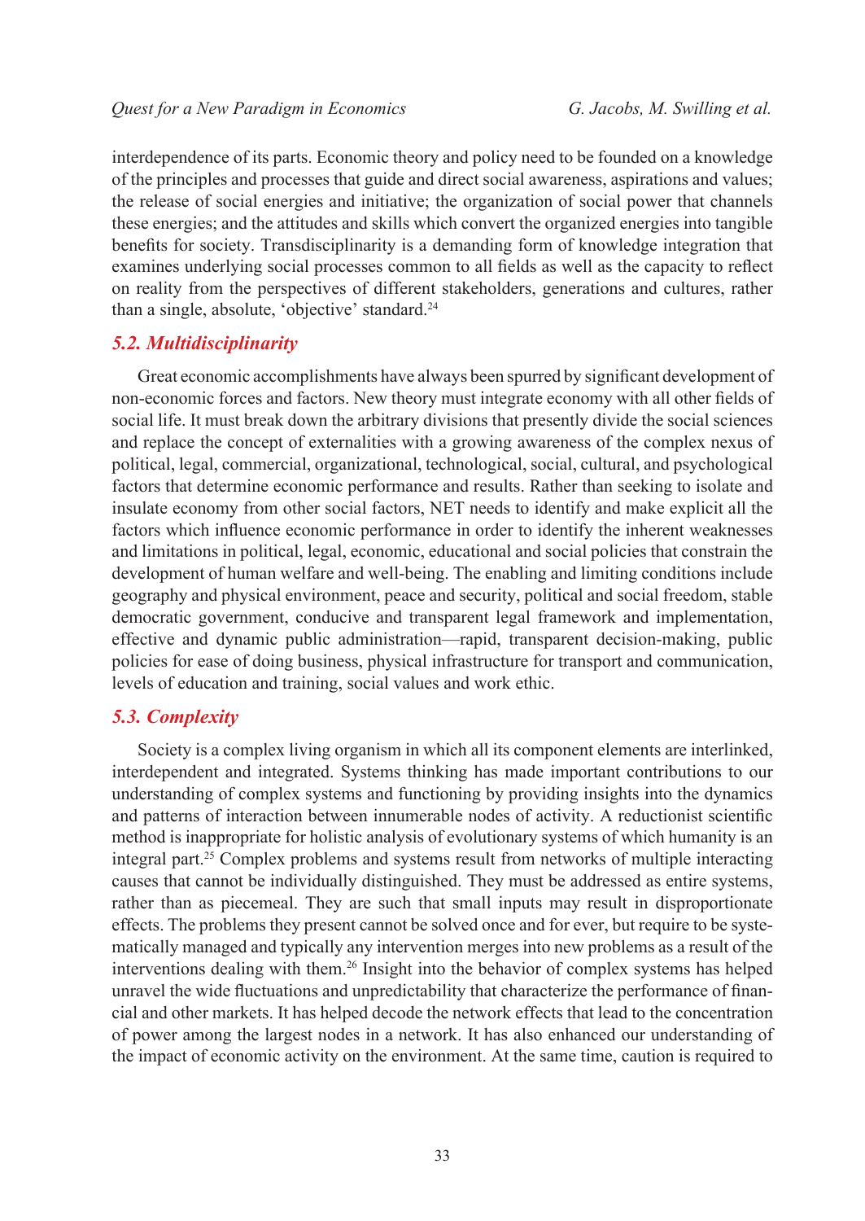interdependence of its parts. Economic theory and policy need to be founded on a knowledge of the principles and processes that guide and direct social awareness, aspirations and values; the release of social energies and initiative; the organization of social power that channels these energies; and the attitudes and skills which convert the organized energies into tangible benefits for society. Transdisciplinarity is a demanding form of knowledge integration that examines underlying social processes common to all fields as well as the capacity to reflect on reality from the perspectives of different stakeholders, generations and cultures, rather than a single, absolute, 'objective' standard.[24]

### *5.2. Multidisciplinarity*

Great economic accomplishments have always been spurred by significant development of non-economic forces and factors. New theory must integrate economy with all other fields of social life. It must break down the arbitrary divisions that presently divide the social sciences and replace the concept of externalities with a growing awareness of the complex nexus of political, legal, commercial, organizational, technological, social, cultural, and psychological factors that determine economic performance and results. Rather than seeking to isolate and insulate economy from other social factors, NET needs to identify and make explicit all the factors which influence economic performance in order to identify the inherent weaknesses and limitations in political, legal, economic, educational and social policies that constrain the development of human welfare and well-being. The enabling and limiting conditions include geography and physical environment, peace and security, political and social freedom, stable democratic government, conducive and transparent legal framework and implementation, effective and dynamic public administration—rapid, transparent decision-making, public policies for ease of doing business, physical infrastructure for transport and communication, levels of education and training, social values and work ethic.

### *5.3. Complexity*

Society is a complex living organism in which all its component elements are interlinked, interdependent and integrated. Systems thinking has made important contributions to our understanding of complex systems and functioning by providing insights into the dynamics and patterns of interaction between innumerable nodes of activity. A reductionist scientific method is inappropriate for holistic analysis of evolutionary systems of which humanity is an integral part.[25] Complex problems and systems result from networks of multiple interacting causes that cannot be individually distinguished. They must be addressed as entire systems, rather than as piecemeal. They are such that small inputs may result in disproportionate effects. The problems they present cannot be solved once and for ever, but require to be systematically managed and typically any intervention merges into new problems as a result of the interventions dealing with them.[26] Insight into the behavior of complex systems has helped unravel the wide fluctuations and unpredictability that characterize the performance of financial and other markets. It has helped decode the network effects that lead to the concentration of power among the largest nodes in a network. It has also enhanced our understanding of the impact of economic activity on the environment. At the same time, caution is required to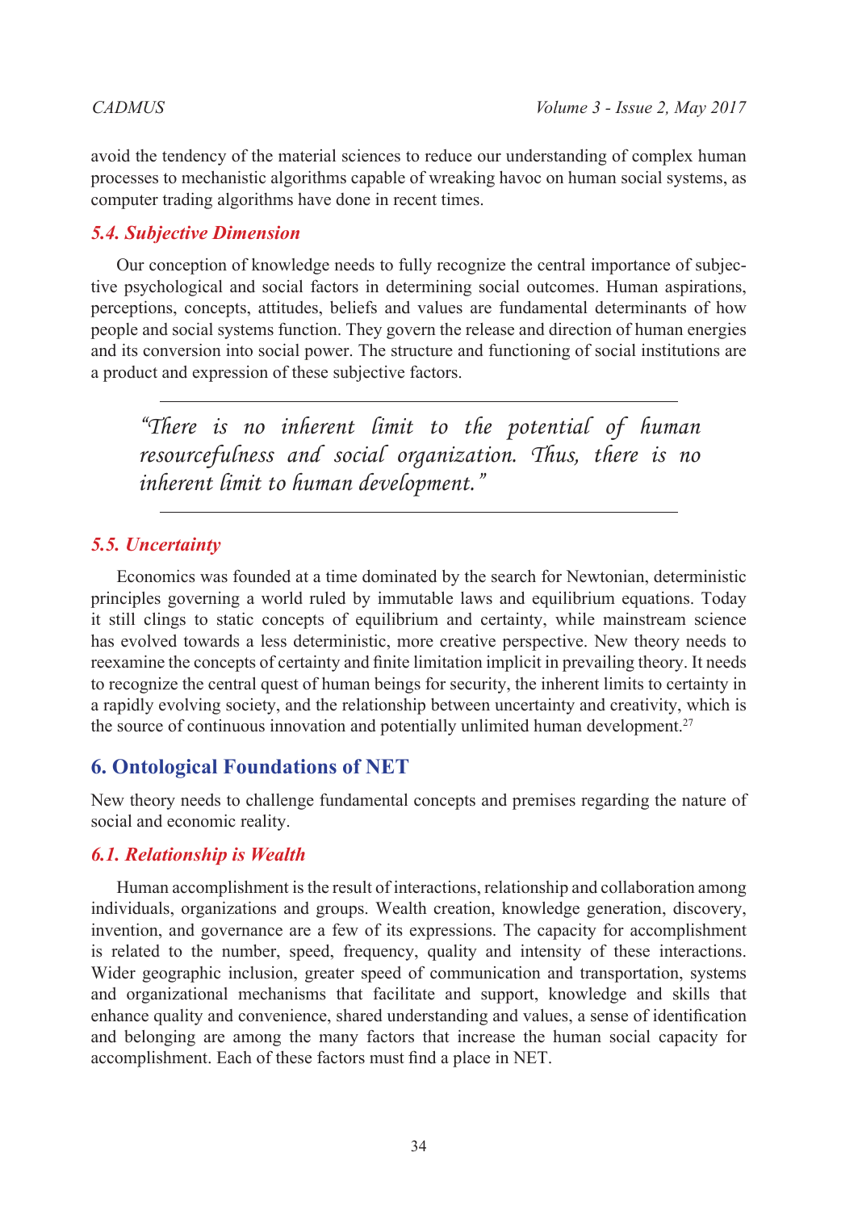avoid the tendency of the material sciences to reduce our understanding of complex human processes to mechanistic algorithms capable of wreaking havoc on human social systems, as computer trading algorithms have done in recent times.

### *5.4. Subjective Dimension*

Our conception of knowledge needs to fully recognize the central importance of subjective psychological and social factors in determining social outcomes. Human aspirations, perceptions, concepts, attitudes, beliefs and values are fundamental determinants of how people and social systems function. They govern the release and direction of human energies and its conversion into social power. The structure and functioning of social institutions are a product and expression of these subjective factors.

> *"There is no inherent limit to the potential of human resourcefulness and social organization. Thus, there is no inherent limit to human development."*

### *5.5. Uncertainty*

Economics was founded at a time dominated by the search for Newtonian, deterministic principles governing a world ruled by immutable laws and equilibrium equations. Today it still clings to static concepts of equilibrium and certainty, while mainstream science has evolved towards a less deterministic, more creative perspective. New theory needs to reexamine the concepts of certainty and finite limitation implicit in prevailing theory. It needs to recognize the central quest of human beings for security, the inherent limits to certainty in a rapidly evolving society, and the relationship between uncertainty and creativity, which is the source of continuous innovation and potentially unlimited human development.[27]

## 6. Ontological Foundations of NET

New theory needs to challenge fundamental concepts and premises regarding the nature of social and economic reality.

### *6.1. Relationship is Wealth*

Human accomplishment is the result of interactions, relationship and collaboration among individuals, organizations and groups. Wealth creation, knowledge generation, discovery, invention, and governance are a few of its expressions. The capacity for accomplishment is related to the number, speed, frequency, quality and intensity of these interactions. Wider geographic inclusion, greater speed of communication and transportation, systems and organizational mechanisms that facilitate and support, knowledge and skills that enhance quality and convenience, shared understanding and values, a sense of identification and belonging are among the many factors that increase the human social capacity for accomplishment. Each of these factors must find a place in NET.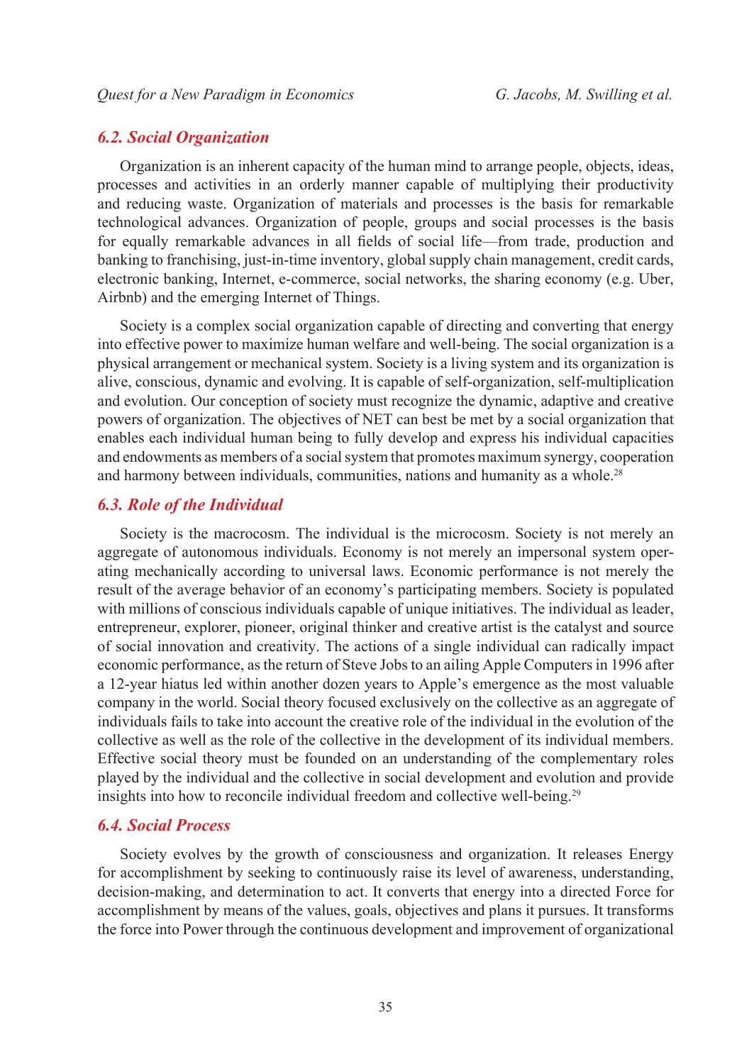### 6.2. Social Organization

Organization is an inherent capacity of the human mind to arrange people, objects, ideas, processes and activities in an orderly manner capable of multiplying their productivity and reducing waste. Organization of materials and processes is the basis for remarkable technological advances. Organization of people, groups and social processes is the basis for equally remarkable advances in all fields of social life—from trade, production and banking to franchising, just-in-time inventory, global supply chain management, credit cards, electronic banking, Internet, e-commerce, social networks, the sharing economy (e.g. Uber, Airbnb) and the emerging Internet of Things.

Society is a complex social organization capable of directing and converting that energy into effective power to maximize human welfare and well-being. The social organization is a physical arrangement or mechanical system. Society is a living system and its organization is alive, conscious, dynamic and evolving. It is capable of self-organization, self-multiplication and evolution. Our conception of society must recognize the dynamic, adaptive and creative powers of organization. The objectives of NET can best be met by a social organization that enables each individual human being to fully develop and express his individual capacities and endowments as members of a social system that promotes maximum synergy, cooperation and harmony between individuals, communities, nations and humanity as a whole.[28]

### 6.3. Role of the Individual

Society is the macrocosm. The individual is the microcosm. Society is not merely an aggregate of autonomous individuals. Economy is not merely an impersonal system operating mechanically according to universal laws. Economic performance is not merely the result of the average behavior of an economy's participating members. Society is populated with millions of conscious individuals capable of unique initiatives. The individual as leader, entrepreneur, explorer, pioneer, original thinker and creative artist is the catalyst and source of social innovation and creativity. The actions of a single individual can radically impact economic performance, as the return of Steve Jobs to an ailing Apple Computers in 1996 after a 12-year hiatus led within another dozen years to Apple's emergence as the most valuable company in the world. Social theory focused exclusively on the collective as an aggregate of individuals fails to take into account the creative role of the individual in the evolution of the collective as well as the role of the collective in the development of its individual members. Effective social theory must be founded on an understanding of the complementary roles played by the individual and the collective in social development and evolution and provide insights into how to reconcile individual freedom and collective well-being.[29]

### 6.4. Social Process

Society evolves by the growth of consciousness and organization. It releases Energy for accomplishment by seeking to continuously raise its level of awareness, understanding, decision-making, and determination to act. It converts that energy into a directed Force for accomplishment by means of the values, goals, objectives and plans it pursues. It transforms the force into Power through the continuous development and improvement of organizational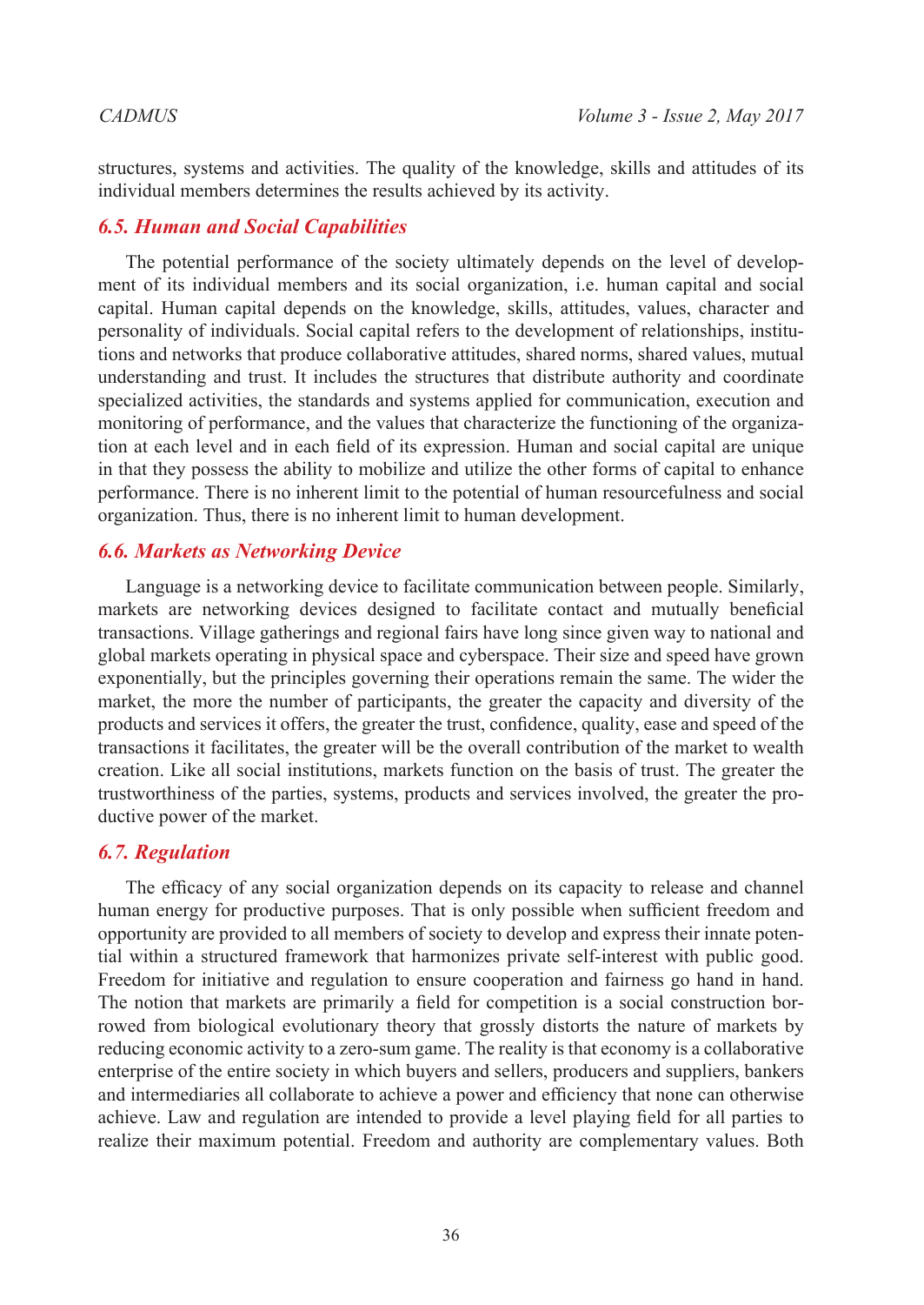structures, systems and activities. The quality of the knowledge, skills and attitudes of its individual members determines the results achieved by its activity.

### *6.5. Human and Social Capabilities*

The potential performance of the society ultimately depends on the level of development of its individual members and its social organization, i.e. human capital and social capital. Human capital depends on the knowledge, skills, attitudes, values, character and personality of individuals. Social capital refers to the development of relationships, institutions and networks that produce collaborative attitudes, shared norms, shared values, mutual understanding and trust. It includes the structures that distribute authority and coordinate specialized activities, the standards and systems applied for communication, execution and monitoring of performance, and the values that characterize the functioning of the organization at each level and in each field of its expression. Human and social capital are unique in that they possess the ability to mobilize and utilize the other forms of capital to enhance performance. There is no inherent limit to the potential of human resourcefulness and social organization. Thus, there is no inherent limit to human development.

### *6.6. Markets as Networking Device*

Language is a networking device to facilitate communication between people. Similarly, markets are networking devices designed to facilitate contact and mutually beneficial transactions. Village gatherings and regional fairs have long since given way to national and global markets operating in physical space and cyberspace. Their size and speed have grown exponentially, but the principles governing their operations remain the same. The wider the market, the more the number of participants, the greater the capacity and diversity of the products and services it offers, the greater the trust, confidence, quality, ease and speed of the transactions it facilitates, the greater will be the overall contribution of the market to wealth creation. Like all social institutions, markets function on the basis of trust. The greater the trustworthiness of the parties, systems, products and services involved, the greater the productive power of the market.

### *6.7. Regulation*

The efficacy of any social organization depends on its capacity to release and channel human energy for productive purposes. That is only possible when sufficient freedom and opportunity are provided to all members of society to develop and express their innate potential within a structured framework that harmonizes private self-interest with public good. Freedom for initiative and regulation to ensure cooperation and fairness go hand in hand. The notion that markets are primarily a field for competition is a social construction borrowed from biological evolutionary theory that grossly distorts the nature of markets by reducing economic activity to a zero-sum game. The reality is that economy is a collaborative enterprise of the entire society in which buyers and sellers, producers and suppliers, bankers and intermediaries all collaborate to achieve a power and efficiency that none can otherwise achieve. Law and regulation are intended to provide a level playing field for all parties to realize their maximum potential. Freedom and authority are complementary values. Both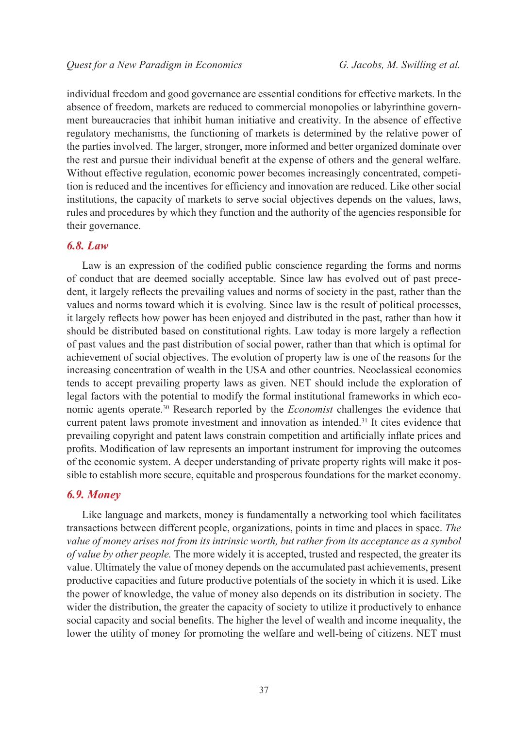individual freedom and good governance are essential conditions for effective markets. In the absence of freedom, markets are reduced to commercial monopolies or labyrinthine government bureaucracies that inhibit human initiative and creativity. In the absence of effective regulatory mechanisms, the functioning of markets is determined by the relative power of the parties involved. The larger, stronger, more informed and better organized dominate over the rest and pursue their individual benefit at the expense of others and the general welfare. Without effective regulation, economic power becomes increasingly concentrated, competition is reduced and the incentives for efficiency and innovation are reduced. Like other social institutions, the capacity of markets to serve social objectives depends on the values, laws, rules and procedures by which they function and the authority of the agencies responsible for their governance.

### 6.8. Law

Law is an expression of the codified public conscience regarding the forms and norms of conduct that are deemed socially acceptable. Since law has evolved out of past precedent, it largely reflects the prevailing values and norms of society in the past, rather than the values and norms toward which it is evolving. Since law is the result of political processes, it largely reflects how power has been enjoyed and distributed in the past, rather than how it should be distributed based on constitutional rights. Law today is more largely a reflection of past values and the past distribution of social power, rather than that which is optimal for achievement of social objectives. The evolution of property law is one of the reasons for the increasing concentration of wealth in the USA and other countries. Neoclassical economics tends to accept prevailing property laws as given. NET should include the exploration of legal factors with the potential to modify the formal institutional frameworks in which economic agents operate.[30] Research reported by the *Economist* challenges the evidence that current patent laws promote investment and innovation as intended.[31] It cites evidence that prevailing copyright and patent laws constrain competition and artificially inflate prices and profits. Modification of law represents an important instrument for improving the outcomes of the economic system. A deeper understanding of private property rights will make it possible to establish more secure, equitable and prosperous foundations for the market economy.

### 6.9. Money

Like language and markets, money is fundamentally a networking tool which facilitates transactions between different people, organizations, points in time and places in space. *The value of money arises not from its intrinsic worth, but rather from its acceptance as a symbol of value by other people.* The more widely it is accepted, trusted and respected, the greater its value. Ultimately the value of money depends on the accumulated past achievements, present productive capacities and future productive potentials of the society in which it is used. Like the power of knowledge, the value of money also depends on its distribution in society. The wider the distribution, the greater the capacity of society to utilize it productively to enhance social capacity and social benefits. The higher the level of wealth and income inequality, the lower the utility of money for promoting the welfare and well-being of citizens. NET must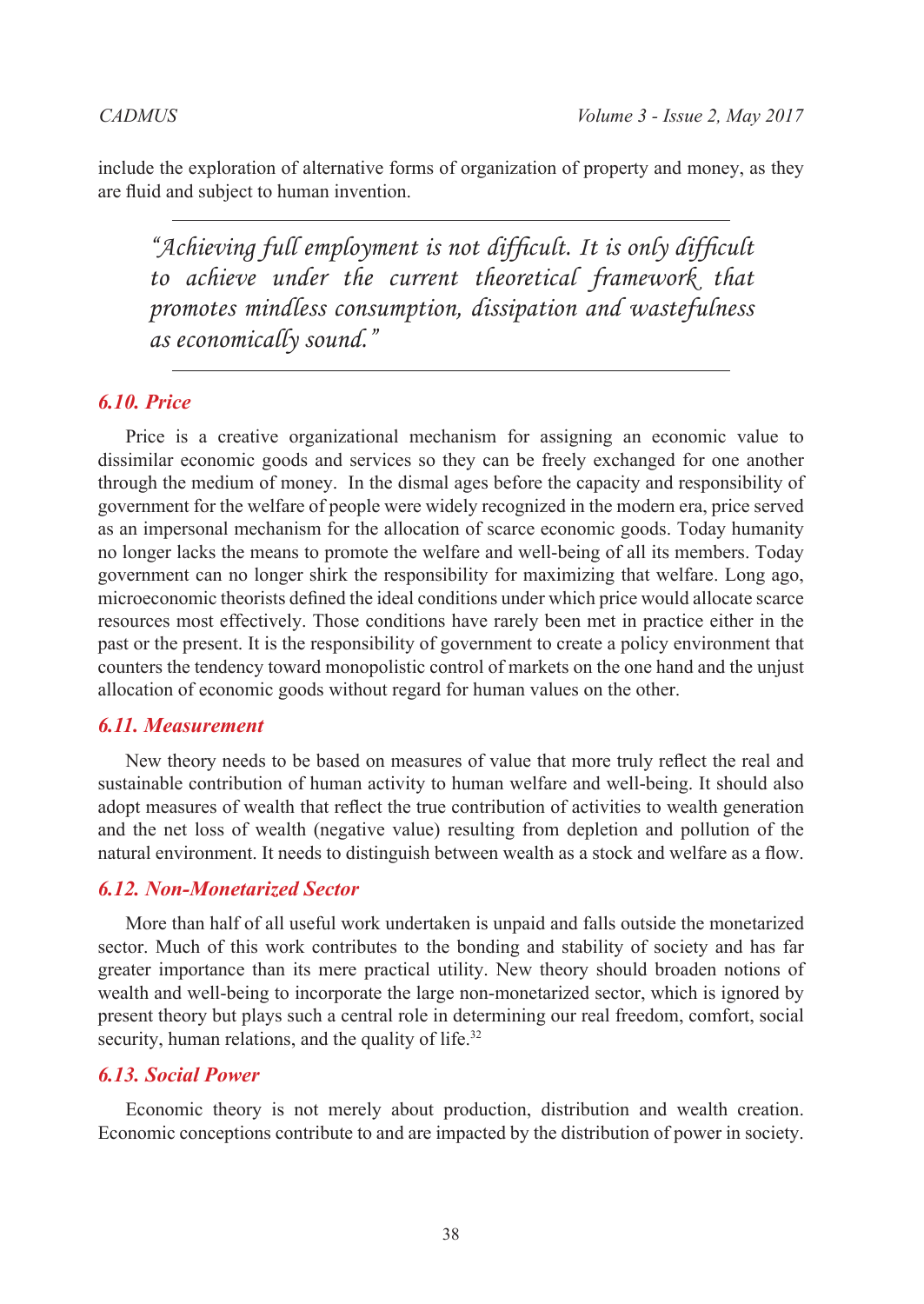include the exploration of alternative forms of organization of property and money, as they are fluid and subject to human invention.

> *"Achieving full employment is not difficult. It is only difficult to achieve under the current theoretical framework that promotes mindless consumption, dissipation and wastefulness as economically sound."*

### 6.10. Price

Price is a creative organizational mechanism for assigning an economic value to dissimilar economic goods and services so they can be freely exchanged for one another through the medium of money. In the dismal ages before the capacity and responsibility of government for the welfare of people were widely recognized in the modern era, price served as an impersonal mechanism for the allocation of scarce economic goods. Today humanity no longer lacks the means to promote the welfare and well-being of all its members. Today government can no longer shirk the responsibility for maximizing that welfare. Long ago, microeconomic theorists defined the ideal conditions under which price would allocate scarce resources most effectively. Those conditions have rarely been met in practice either in the past or the present. It is the responsibility of government to create a policy environment that counters the tendency toward monopolistic control of markets on the one hand and the unjust allocation of economic goods without regard for human values on the other.

### 6.11. Measurement

New theory needs to be based on measures of value that more truly reflect the real and sustainable contribution of human activity to human welfare and well-being. It should also adopt measures of wealth that reflect the true contribution of activities to wealth generation and the net loss of wealth (negative value) resulting from depletion and pollution of the natural environment. It needs to distinguish between wealth as a stock and welfare as a flow.

### 6.12. Non-Monetarized Sector

More than half of all useful work undertaken is unpaid and falls outside the monetarized sector. Much of this work contributes to the bonding and stability of society and has far greater importance than its mere practical utility. New theory should broaden notions of wealth and well-being to incorporate the large non-monetarized sector, which is ignored by present theory but plays such a central role in determining our real freedom, comfort, social security, human relations, and the quality of life.[32]

### 6.13. Social Power

Economic theory is not merely about production, distribution and wealth creation. Economic conceptions contribute to and are impacted by the distribution of power in society.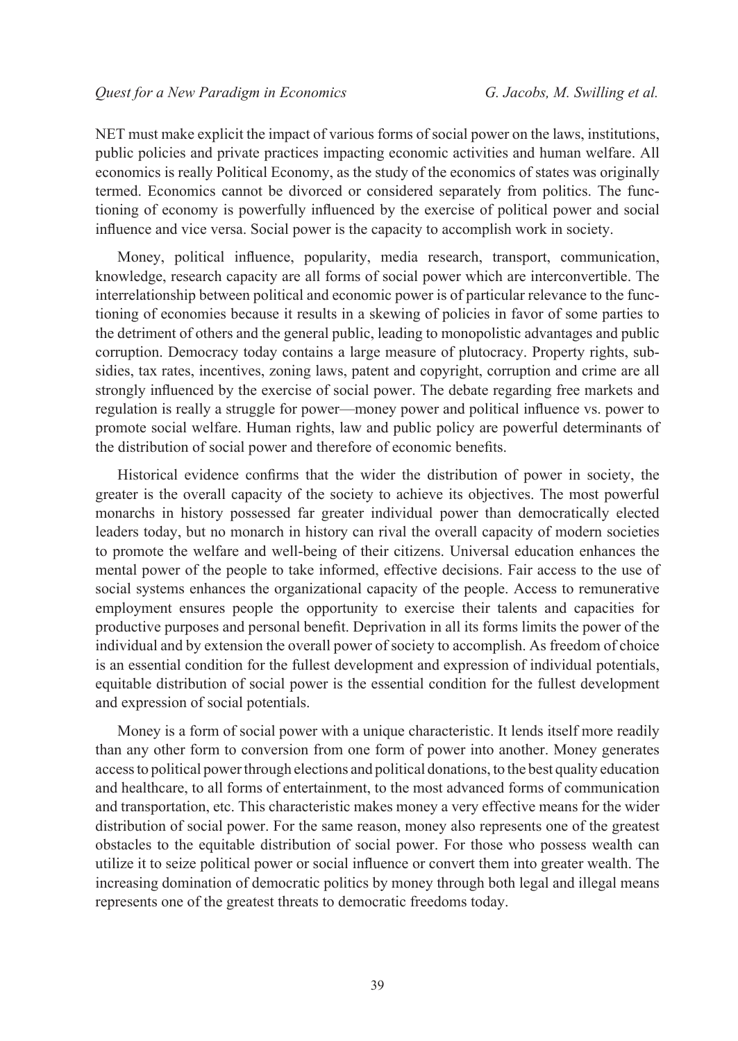NET must make explicit the impact of various forms of social power on the laws, institutions, public policies and private practices impacting economic activities and human welfare. All economics is really Political Economy, as the study of the economics of states was originally termed. Economics cannot be divorced or considered separately from politics. The functioning of economy is powerfully influenced by the exercise of political power and social influence and vice versa. Social power is the capacity to accomplish work in society.

Money, political influence, popularity, media research, transport, communication, knowledge, research capacity are all forms of social power which are interconvertible. The interrelationship between political and economic power is of particular relevance to the functioning of economies because it results in a skewing of policies in favor of some parties to the detriment of others and the general public, leading to monopolistic advantages and public corruption. Democracy today contains a large measure of plutocracy. Property rights, subsidies, tax rates, incentives, zoning laws, patent and copyright, corruption and crime are all strongly influenced by the exercise of social power. The debate regarding free markets and regulation is really a struggle for power—money power and political influence vs. power to promote social welfare. Human rights, law and public policy are powerful determinants of the distribution of social power and therefore of economic benefits.

Historical evidence confirms that the wider the distribution of power in society, the greater is the overall capacity of the society to achieve its objectives. The most powerful monarchs in history possessed far greater individual power than democratically elected leaders today, but no monarch in history can rival the overall capacity of modern societies to promote the welfare and well-being of their citizens. Universal education enhances the mental power of the people to take informed, effective decisions. Fair access to the use of social systems enhances the organizational capacity of the people. Access to remunerative employment ensures people the opportunity to exercise their talents and capacities for productive purposes and personal benefit. Deprivation in all its forms limits the power of the individual and by extension the overall power of society to accomplish. As freedom of choice is an essential condition for the fullest development and expression of individual potentials, equitable distribution of social power is the essential condition for the fullest development and expression of social potentials.

Money is a form of social power with a unique characteristic. It lends itself more readily than any other form to conversion from one form of power into another. Money generates access to political power through elections and political donations, to the best quality education and healthcare, to all forms of entertainment, to the most advanced forms of communication and transportation, etc. This characteristic makes money a very effective means for the wider distribution of social power. For the same reason, money also represents one of the greatest obstacles to the equitable distribution of social power. For those who possess wealth can utilize it to seize political power or social influence or convert them into greater wealth. The increasing domination of democratic politics by money through both legal and illegal means represents one of the greatest threats to democratic freedoms today.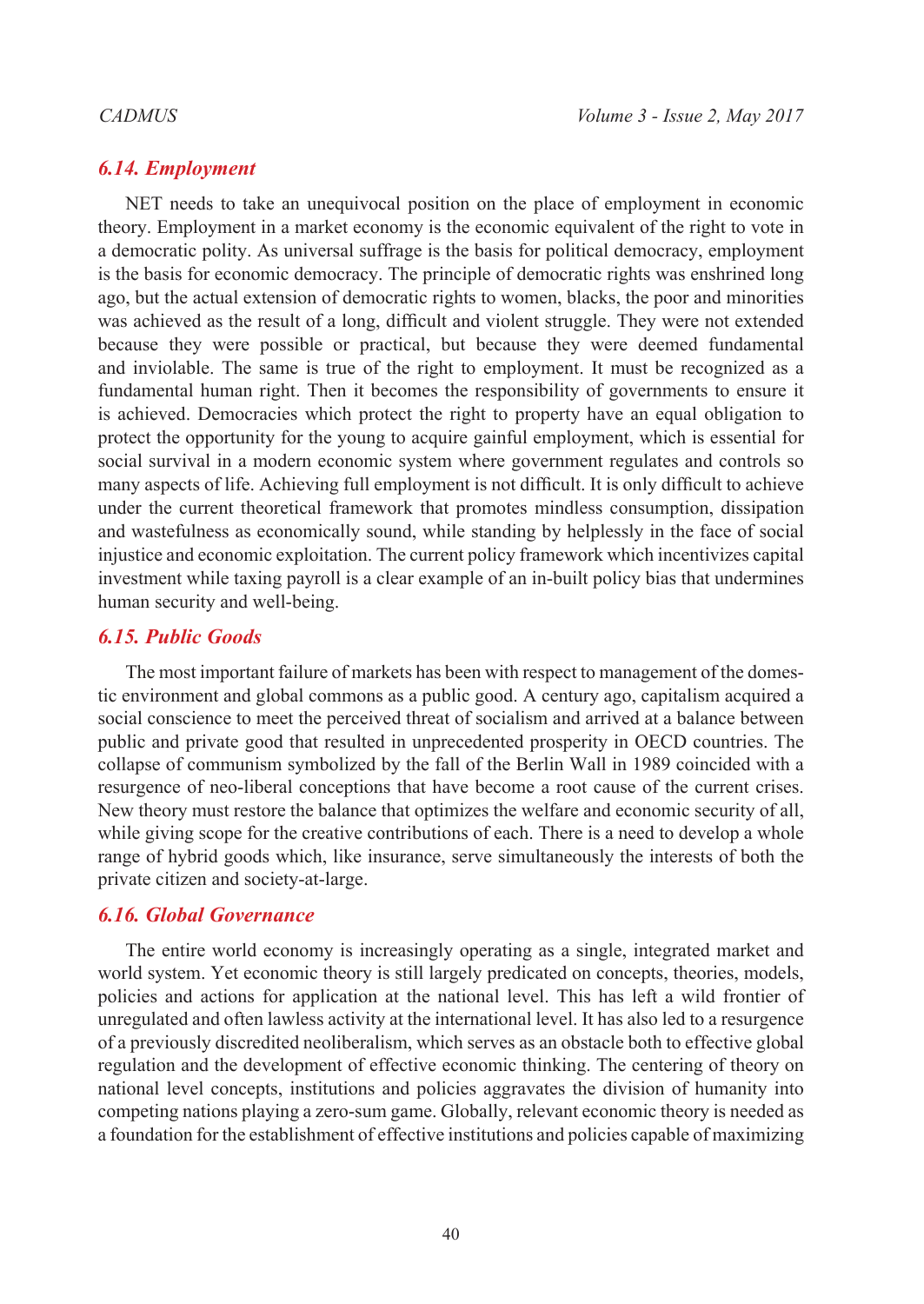### *6.14. Employment*

NET needs to take an unequivocal position on the place of employment in economic theory. Employment in a market economy is the economic equivalent of the right to vote in a democratic polity. As universal suffrage is the basis for political democracy, employment is the basis for economic democracy. The principle of democratic rights was enshrined long ago, but the actual extension of democratic rights to women, blacks, the poor and minorities was achieved as the result of a long, difficult and violent struggle. They were not extended because they were possible or practical, but because they were deemed fundamental and inviolable. The same is true of the right to employment. It must be recognized as a fundamental human right. Then it becomes the responsibility of governments to ensure it is achieved. Democracies which protect the right to property have an equal obligation to protect the opportunity for the young to acquire gainful employment, which is essential for social survival in a modern economic system where government regulates and controls so many aspects of life. Achieving full employment is not difficult. It is only difficult to achieve under the current theoretical framework that promotes mindless consumption, dissipation and wastefulness as economically sound, while standing by helplessly in the face of social injustice and economic exploitation. The current policy framework which incentivizes capital investment while taxing payroll is a clear example of an in-built policy bias that undermines human security and well-being.

### *6.15. Public Goods*

The most important failure of markets has been with respect to management of the domestic environment and global commons as a public good. A century ago, capitalism acquired a social conscience to meet the perceived threat of socialism and arrived at a balance between public and private good that resulted in unprecedented prosperity in OECD countries. The collapse of communism symbolized by the fall of the Berlin Wall in 1989 coincided with a resurgence of neo-liberal conceptions that have become a root cause of the current crises. New theory must restore the balance that optimizes the welfare and economic security of all, while giving scope for the creative contributions of each. There is a need to develop a whole range of hybrid goods which, like insurance, serve simultaneously the interests of both the private citizen and society-at-large.

### *6.16. Global Governance*

The entire world economy is increasingly operating as a single, integrated market and world system. Yet economic theory is still largely predicated on concepts, theories, models, policies and actions for application at the national level. This has left a wild frontier of unregulated and often lawless activity at the international level. It has also led to a resurgence of a previously discredited neoliberalism, which serves as an obstacle both to effective global regulation and the development of effective economic thinking. The centering of theory on national level concepts, institutions and policies aggravates the division of humanity into competing nations playing a zero-sum game. Globally, relevant economic theory is needed as a foundation for the establishment of effective institutions and policies capable of maximizing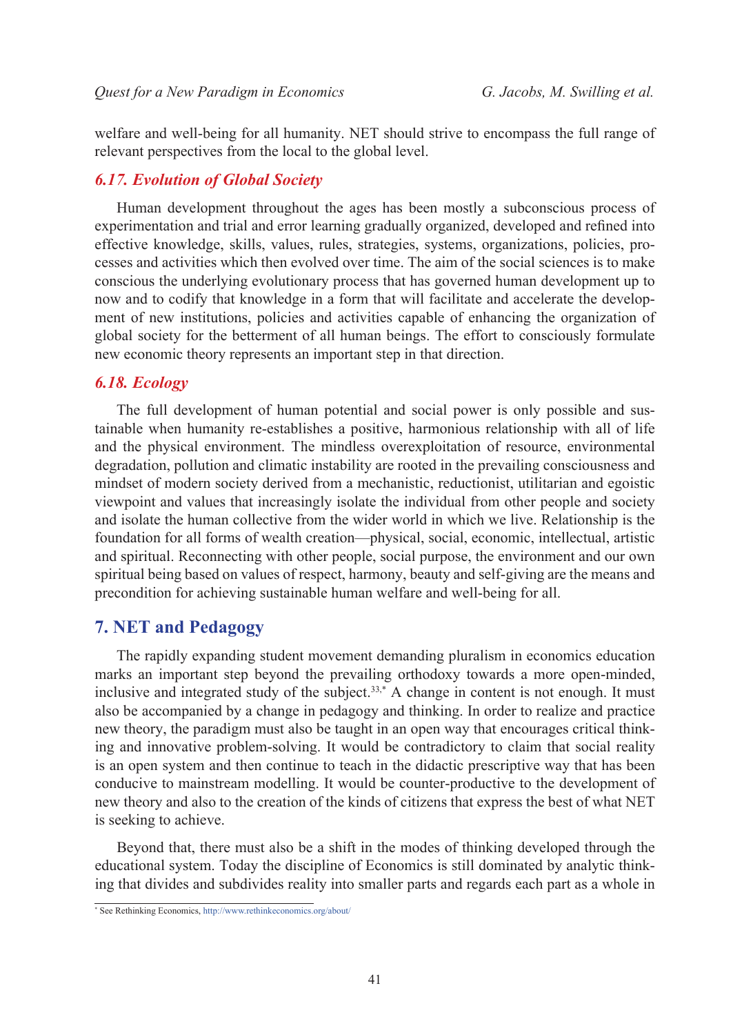welfare and well-being for all humanity. NET should strive to encompass the full range of relevant perspectives from the local to the global level.

### *6.17. Evolution of Global Society*

Human development throughout the ages has been mostly a subconscious process of experimentation and trial and error learning gradually organized, developed and refined into effective knowledge, skills, values, rules, strategies, systems, organizations, policies, processes and activities which then evolved over time. The aim of the social sciences is to make conscious the underlying evolutionary process that has governed human development up to now and to codify that knowledge in a form that will facilitate and accelerate the development of new institutions, policies and activities capable of enhancing the organization of global society for the betterment of all human beings. The effort to consciously formulate new economic theory represents an important step in that direction.

### *6.18. Ecology*

The full development of human potential and social power is only possible and sustainable when humanity re-establishes a positive, harmonious relationship with all of life and the physical environment. The mindless overexploitation of resource, environmental degradation, pollution and climatic instability are rooted in the prevailing consciousness and mindset of modern society derived from a mechanistic, reductionist, utilitarian and egoistic viewpoint and values that increasingly isolate the individual from other people and society and isolate the human collective from the wider world in which we live. Relationship is the foundation for all forms of wealth creation—physical, social, economic, intellectual, artistic and spiritual. Reconnecting with other people, social purpose, the environment and our own spiritual being based on values of respect, harmony, beauty and self-giving are the means and precondition for achieving sustainable human welfare and well-being for all.

## 7. NET and Pedagogy

The rapidly expanding student movement demanding pluralism in economics education marks an important step beyond the prevailing orthodoxy towards a more open-minded, inclusive and integrated study of the subject.[33,*] A change in content is not enough. It must also be accompanied by a change in pedagogy and thinking. In order to realize and practice new theory, the paradigm must also be taught in an open way that encourages critical thinking and innovative problem-solving. It would be contradictory to claim that social reality is an open system and then continue to teach in the didactic prescriptive way that has been conducive to mainstream modelling. It would be counter-productive to the development of new theory and also to the creation of the kinds of citizens that express the best of what NET is seeking to achieve.

Beyond that, there must also be a shift in the modes of thinking developed through the educational system. Today the discipline of Economics is still dominated by analytic thinking that divides and subdivides reality into smaller parts and regards each part as a whole in

[*] See Rethinking Economics, http://www.rethinkeconomics.org/about/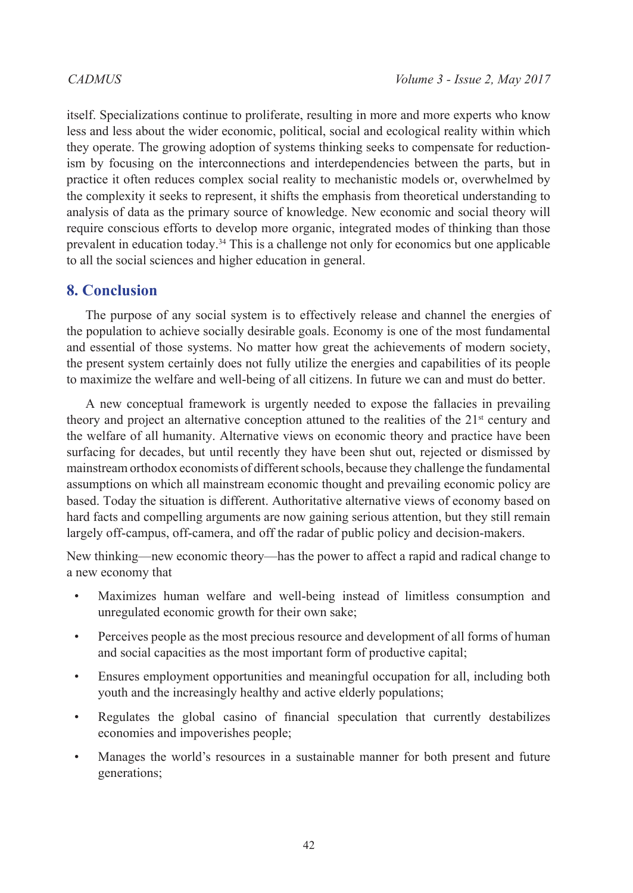itself. Specializations continue to proliferate, resulting in more and more experts who know less and less about the wider economic, political, social and ecological reality within which they operate. The growing adoption of systems thinking seeks to compensate for reductionism by focusing on the interconnections and interdependencies between the parts, but in practice it often reduces complex social reality to mechanistic models or, overwhelmed by the complexity it seeks to represent, it shifts the emphasis from theoretical understanding to analysis of data as the primary source of knowledge. New economic and social theory will require conscious efforts to develop more organic, integrated modes of thinking than those prevalent in education today.[34] This is a challenge not only for economics but one applicable to all the social sciences and higher education in general.

## 8. Conclusion

The purpose of any social system is to effectively release and channel the energies of the population to achieve socially desirable goals. Economy is one of the most fundamental and essential of those systems. No matter how great the achievements of modern society, the present system certainly does not fully utilize the energies and capabilities of its people to maximize the welfare and well-being of all citizens. In future we can and must do better.

A new conceptual framework is urgently needed to expose the fallacies in prevailing theory and project an alternative conception attuned to the realities of the 21st century and the welfare of all humanity. Alternative views on economic theory and practice have been surfacing for decades, but until recently they have been shut out, rejected or dismissed by mainstream orthodox economists of different schools, because they challenge the fundamental assumptions on which all mainstream economic thought and prevailing economic policy are based. Today the situation is different. Authoritative alternative views of economy based on hard facts and compelling arguments are now gaining serious attention, but they still remain largely off-campus, off-camera, and off the radar of public policy and decision-makers.

New thinking—new economic theory—has the power to affect a rapid and radical change to a new economy that

- Maximizes human welfare and well-being instead of limitless consumption and unregulated economic growth for their own sake;
- Perceives people as the most precious resource and development of all forms of human and social capacities as the most important form of productive capital;
- Ensures employment opportunities and meaningful occupation for all, including both youth and the increasingly healthy and active elderly populations;
- Regulates the global casino of financial speculation that currently destabilizes economies and impoverishes people;
- Manages the world's resources in a sustainable manner for both present and future generations;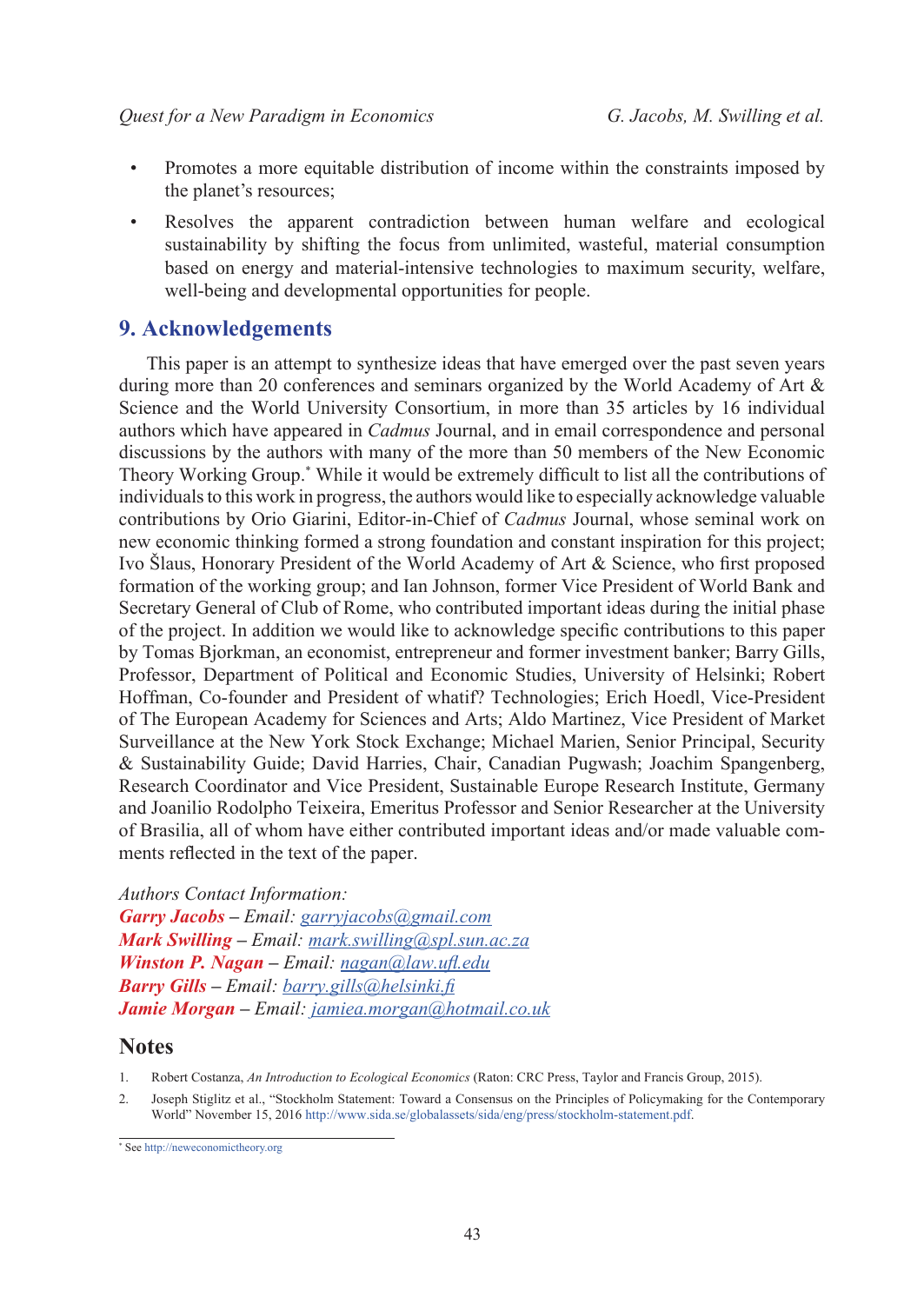- Promotes a more equitable distribution of income within the constraints imposed by the planet's resources;
- Resolves the apparent contradiction between human welfare and ecological sustainability by shifting the focus from unlimited, wasteful, material consumption based on energy and material-intensive technologies to maximum security, welfare, well-being and developmental opportunities for people.

## 9. Acknowledgements

This paper is an attempt to synthesize ideas that have emerged over the past seven years during more than 20 conferences and seminars organized by the World Academy of Art & Science and the World University Consortium, in more than 35 articles by 16 individual authors which have appeared in *Cadmus* Journal, and in email correspondence and personal discussions by the authors with many of the more than 50 members of the New Economic Theory Working Group.* While it would be extremely difficult to list all the contributions of individuals to this work in progress, the authors would like to especially acknowledge valuable contributions by Orio Giarini, Editor-in-Chief of *Cadmus* Journal, whose seminal work on new economic thinking formed a strong foundation and constant inspiration for this project; Ivo Šlaus, Honorary President of the World Academy of Art & Science, who first proposed formation of the working group; and Ian Johnson, former Vice President of World Bank and Secretary General of Club of Rome, who contributed important ideas during the initial phase of the project. In addition we would like to acknowledge specific contributions to this paper by Tomas Bjorkman, an economist, entrepreneur and former investment banker; Barry Gills, Professor, Department of Political and Economic Studies, University of Helsinki; Robert Hoffman, Co-founder and President of whatif? Technologies; Erich Hoedl, Vice-President of The European Academy for Sciences and Arts; Aldo Martinez, Vice President of Market Surveillance at the New York Stock Exchange; Michael Marien, Senior Principal, Security & Sustainability Guide; David Harries, Chair, Canadian Pugwash; Joachim Spangenberg, Research Coordinator and Vice President, Sustainable Europe Research Institute, Germany and Joanilio Rodolpho Teixeira, Emeritus Professor and Senior Researcher at the University of Brasilia, all of whom have either contributed important ideas and/or made valuable comments reflected in the text of the paper.

*Authors Contact Information:*
***Garry Jacobs*** – *Email: garryjacobs@gmail.com*
***Mark Swilling*** – *Email: mark.swilling@spl.sun.ac.za*
***Winston P. Nagan*** – *Email: nagan@law.ufl.edu*
***Barry Gills*** – *Email: barry.gills@helsinki.fi*
***Jamie Morgan*** – *Email: jamiea.morgan@hotmail.co.uk*

## Notes

1. Robert Costanza, *An Introduction to Ecological Economics* (Raton: CRC Press, Taylor and Francis Group, 2015).
2. Joseph Stiglitz et al., "Stockholm Statement: Toward a Consensus on the Principles of Policymaking for the Contemporary World" November 15, 2016 http://www.sida.se/globalassets/sida/eng/press/stockholm-statement.pdf.

* See http://neweconomictheory.org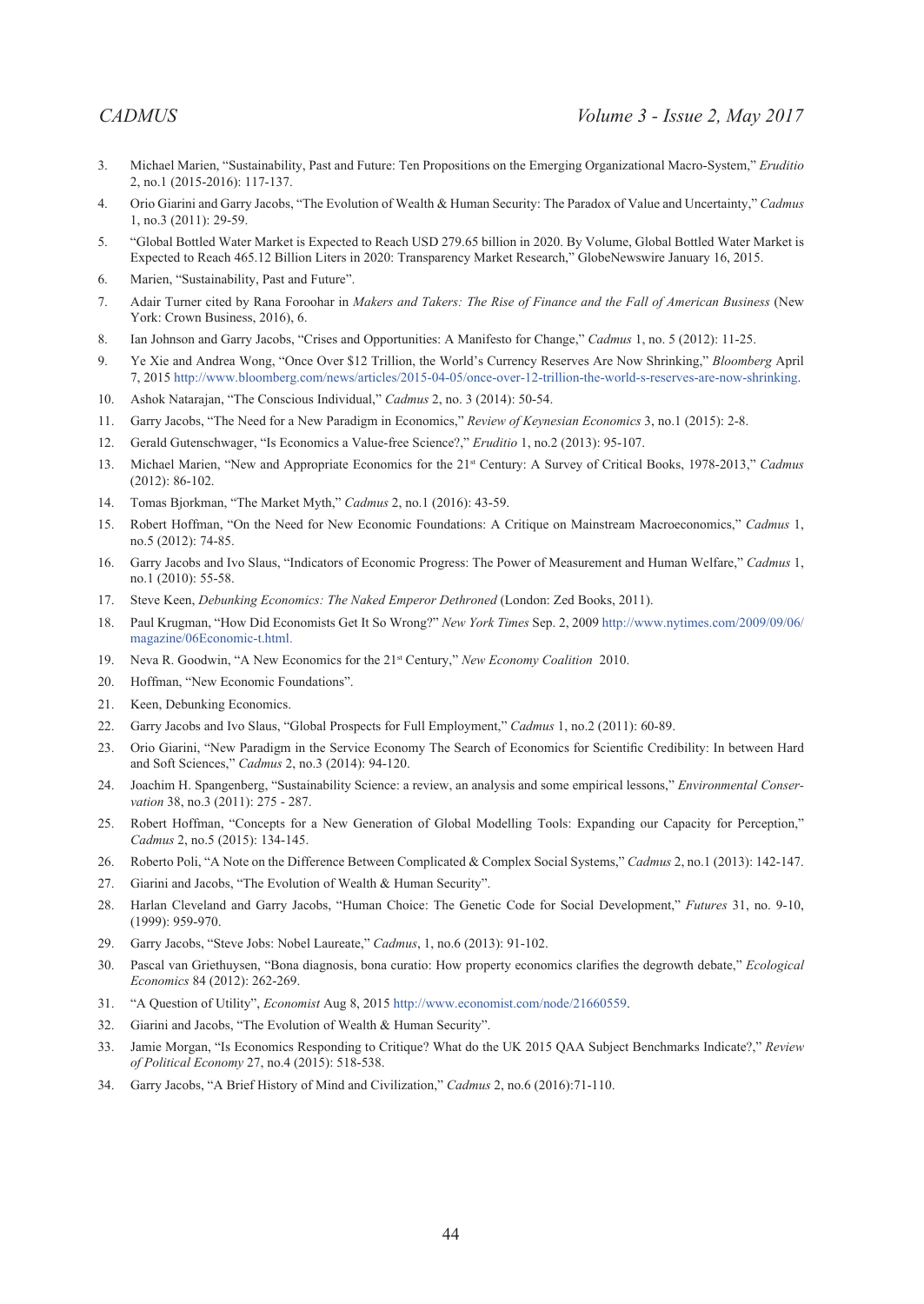3. Michael Marien, "Sustainability, Past and Future: Ten Propositions on the Emerging Organizational Macro-System," *Eruditio* 2, no.1 (2015-2016): 117-137.
4. Orio Giarini and Garry Jacobs, "The Evolution of Wealth & Human Security: The Paradox of Value and Uncertainty," *Cadmus* 1, no.3 (2011): 29-59.
5. "Global Bottled Water Market is Expected to Reach USD 279.65 billion in 2020. By Volume, Global Bottled Water Market is Expected to Reach 465.12 Billion Liters in 2020: Transparency Market Research," GlobeNewswire January 16, 2015.
6. Marien, "Sustainability, Past and Future".
7. Adair Turner cited by Rana Foroohar in *Makers and Takers: The Rise of Finance and the Fall of American Business* (New York: Crown Business, 2016), 6.
8. Ian Johnson and Garry Jacobs, "Crises and Opportunities: A Manifesto for Change," *Cadmus* 1, no. 5 (2012): 11-25.
9. Ye Xie and Andrea Wong, "Once Over $12 Trillion, the World's Currency Reserves Are Now Shrinking," *Bloomberg* April 7, 2015 http://www.bloomberg.com/news/articles/2015-04-05/once-over-12-trillion-the-world-s-reserves-are-now-shrinking.
10. Ashok Natarajan, "The Conscious Individual," *Cadmus* 2, no. 3 (2014): 50-54.
11. Garry Jacobs, "The Need for a New Paradigm in Economics," *Review of Keynesian Economics* 3, no.1 (2015): 2-8.
12. Gerald Gutenschwager, "Is Economics a Value-free Science?," *Eruditio* 1, no.2 (2013): 95-107.
13. Michael Marien, "New and Appropriate Economics for the 21st Century: A Survey of Critical Books, 1978-2013," *Cadmus* (2012): 86-102.
14. Tomas Bjorkman, "The Market Myth," *Cadmus* 2, no.1 (2016): 43-59.
15. Robert Hoffman, "On the Need for New Economic Foundations: A Critique on Mainstream Macroeconomics," *Cadmus* 1, no.5 (2012): 74-85.
16. Garry Jacobs and Ivo Slaus, "Indicators of Economic Progress: The Power of Measurement and Human Welfare," *Cadmus* 1, no.1 (2010): 55-58.
17. Steve Keen, *Debunking Economics: The Naked Emperor Dethroned* (London: Zed Books, 2011).
18. Paul Krugman, "How Did Economists Get It So Wrong?" *New York Times* Sep. 2, 2009 http://www.nytimes.com/2009/09/06/magazine/06Economic-t.html.
19. Neva R. Goodwin, "A New Economics for the 21st Century," *New Economy Coalition* 2010.
20. Hoffman, "New Economic Foundations".
21. Keen, Debunking Economics.
22. Garry Jacobs and Ivo Slaus, "Global Prospects for Full Employment," *Cadmus* 1, no.2 (2011): 60-89.
23. Orio Giarini, "New Paradigm in the Service Economy The Search of Economics for Scientific Credibility: In between Hard and Soft Sciences," *Cadmus* 2, no.3 (2014): 94-120.
24. Joachim H. Spangenberg, "Sustainability Science: a review, an analysis and some empirical lessons," *Environmental Conservation* 38, no.3 (2011): 275 - 287.
25. Robert Hoffman, "Concepts for a New Generation of Global Modelling Tools: Expanding our Capacity for Perception," *Cadmus* 2, no.5 (2015): 134-145.
26. Roberto Poli, "A Note on the Difference Between Complicated & Complex Social Systems," *Cadmus* 2, no.1 (2013): 142-147.
27. Giarini and Jacobs, "The Evolution of Wealth & Human Security".
28. Harlan Cleveland and Garry Jacobs, "Human Choice: The Genetic Code for Social Development," *Futures* 31, no. 9-10, (1999): 959-970.
29. Garry Jacobs, "Steve Jobs: Nobel Laureate," *Cadmus*, 1, no.6 (2013): 91-102.
30. Pascal van Griethuysen, "Bona diagnosis, bona curatio: How property economics clarifies the degrowth debate," *Ecological Economics* 84 (2012): 262-269.
31. "A Question of Utility", *Economist* Aug 8, 2015 http://www.economist.com/node/21660559.
32. Giarini and Jacobs, "The Evolution of Wealth & Human Security".
33. Jamie Morgan, "Is Economics Responding to Critique? What do the UK 2015 QAA Subject Benchmarks Indicate?," *Review of Political Economy* 27, no.4 (2015): 518-538.
34. Garry Jacobs, "A Brief History of Mind and Civilization," *Cadmus* 2, no.6 (2016):71-110.